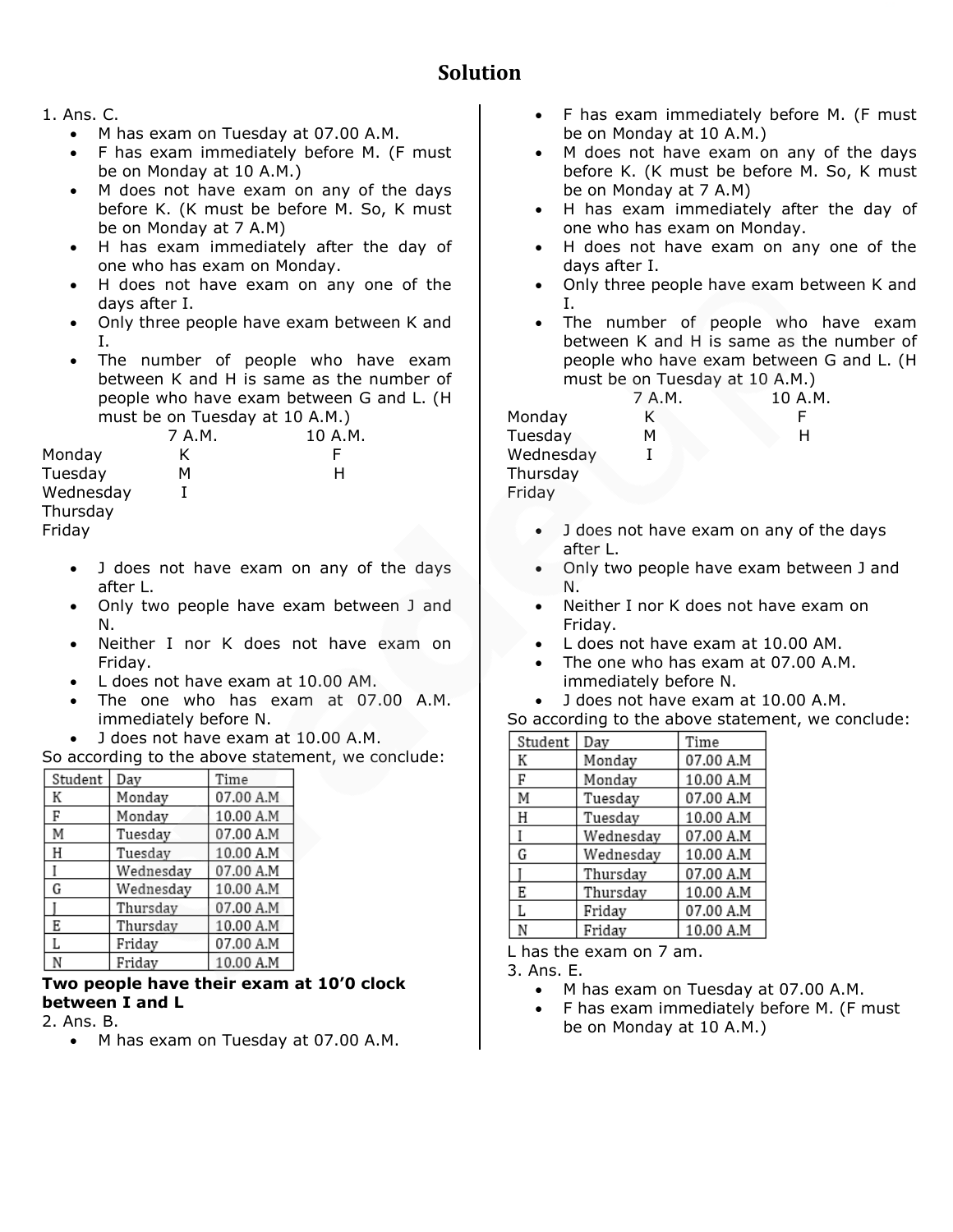# Solution

1. Ans. C.
   - M has exam on Tuesday at 07.00 A.M.
   - F has exam immediately before M. (F must be on Monday at 10 A.M.)
   - M does not have exam on any of the days before K. (K must be before M. So, K must be on Monday at 7 A.M)
   - H has exam immediately after the day of one who has exam on Monday.
   - H does not have exam on any one of the days after I.
   - Only three people have exam between K and I.
   - The number of people who have exam between K and H is same as the number of people who have exam between G and L. (H must be on Tuesday at 10 A.M.)

| | 7 A.M. | 10 A.M. |
|---|---|---|
| Monday | K | F |
| Tuesday | M | H |
| Wednesday | I | |
| Thursday | | |
| Friday | | |

   - J does not have exam on any of the days after L.
   - Only two people have exam between J and N.
   - Neither I nor K does not have exam on Friday.
   - L does not have exam at 10.00 AM.
   - The one who has exam at 07.00 A.M. immediately before N.
   - J does not have exam at 10.00 A.M.

So according to the above statement, we conclude:

| Student | Day | Time |
|---|---|---|
| K | Monday | 07.00 A.M |
| F | Monday | 10.00 A.M |
| M | Tuesday | 07.00 A.M |
| H | Tuesday | 10.00 A.M |
| I | Wednesday | 07.00 A.M |
| G | Wednesday | 10.00 A.M |
| J | Thursday | 07.00 A.M |
| E | Thursday | 10.00 A.M |
| L | Friday | 07.00 A.M |
| N | Friday | 10.00 A.M |

**Two people have their exam at 10'0 clock between I and L**

2. Ans. B.
   - M has exam on Tuesday at 07.00 A.M.
   - F has exam immediately before M. (F must be on Monday at 10 A.M.)
   - M does not have exam on any of the days before K. (K must be before M. So, K must be on Monday at 7 A.M)
   - H has exam immediately after the day of one who has exam on Monday.
   - H does not have exam on any one of the days after I.
   - Only three people have exam between K and I.
   - The number of people who have exam between K and H is same as the number of people who have exam between G and L. (H must be on Tuesday at 10 A.M.)

| | 7 A.M. | 10 A.M. |
|---|---|---|
| Monday | K | F |
| Tuesday | M | H |
| Wednesday | I | |
| Thursday | | |
| Friday | | |

   - J does not have exam on any of the days after L.
   - Only two people have exam between J and N.
   - Neither I nor K does not have exam on Friday.
   - L does not have exam at 10.00 AM.
   - The one who has exam at 07.00 A.M. immediately before N.
   - J does not have exam at 10.00 A.M.

So according to the above statement, we conclude:

| Student | Day | Time |
|---|---|---|
| K | Monday | 07.00 A.M |
| F | Monday | 10.00 A.M |
| M | Tuesday | 07.00 A.M |
| H | Tuesday | 10.00 A.M |
| I | Wednesday | 07.00 A.M |
| G | Wednesday | 10.00 A.M |
| J | Thursday | 07.00 A.M |
| E | Thursday | 10.00 A.M |
| L | Friday | 07.00 A.M |
| N | Friday | 10.00 A.M |

L has the exam on 7 am.

3. Ans. E.
   - M has exam on Tuesday at 07.00 A.M.
   - F has exam immediately before M. (F must be on Monday at 10 A.M.)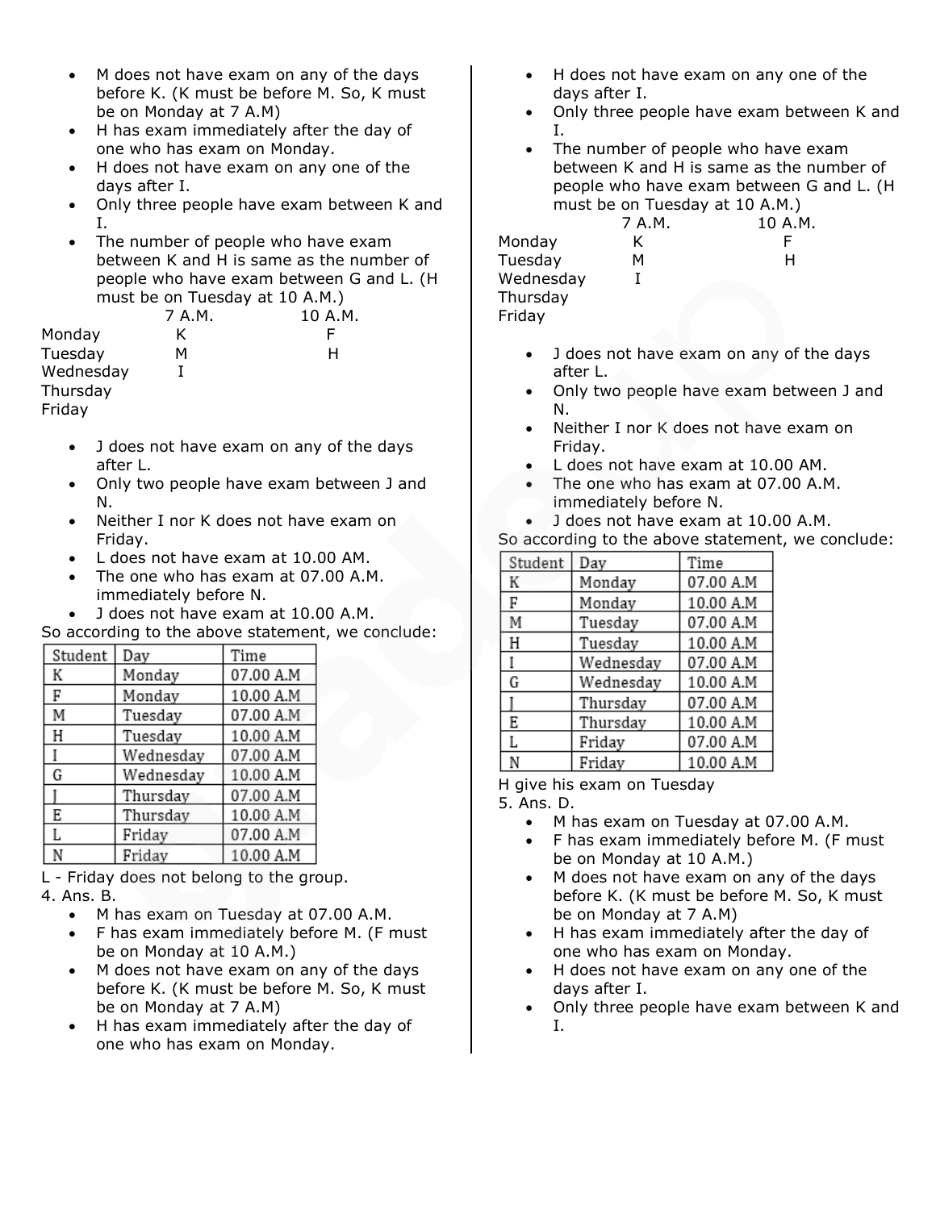- M does not have exam on any of the days before K. (K must be before M. So, K must be on Monday at 7 A.M)
- H has exam immediately after the day of one who has exam on Monday.
- H does not have exam on any one of the days after I.
- Only three people have exam between K and I.
- The number of people who have exam between K and H is same as the number of people who have exam between G and L. (H must be on Tuesday at 10 A.M.)

| | 7 A.M. | 10 A.M. |
|---|---|---|
| Monday | K | F |
| Tuesday | M | H |
| Wednesday | I | |
| Thursday | | |
| Friday | | |

- J does not have exam on any of the days after L.
- Only two people have exam between J and N.
- Neither I nor K does not have exam on Friday.
- L does not have exam at 10.00 AM.
- The one who has exam at 07.00 A.M. immediately before N.
- J does not have exam at 10.00 A.M.

So according to the above statement, we conclude:

| Student | Day | Time |
|---|---|---|
| K | Monday | 07.00 A.M |
| F | Monday | 10.00 A.M |
| M | Tuesday | 07.00 A.M |
| H | Tuesday | 10.00 A.M |
| I | Wednesday | 07.00 A.M |
| G | Wednesday | 10.00 A.M |
| J | Thursday | 07.00 A.M |
| E | Thursday | 10.00 A.M |
| L | Friday | 07.00 A.M |
| N | Friday | 10.00 A.M |

L - Friday does not belong to the group.

4. Ans. B.

- M has exam on Tuesday at 07.00 A.M.
- F has exam immediately before M. (F must be on Monday at 10 A.M.)
- M does not have exam on any of the days before K. (K must be before M. So, K must be on Monday at 7 A.M)
- H has exam immediately after the day of one who has exam on Monday.
- H does not have exam on any one of the days after I.
- Only three people have exam between K and I.
- The number of people who have exam between K and H is same as the number of people who have exam between G and L. (H must be on Tuesday at 10 A.M.)

| | 7 A.M. | 10 A.M. |
|---|---|---|
| Monday | K | F |
| Tuesday | M | H |
| Wednesday | I | |
| Thursday | | |
| Friday | | |

- J does not have exam on any of the days after L.
- Only two people have exam between J and N.
- Neither I nor K does not have exam on Friday.
- L does not have exam at 10.00 AM.
- The one who has exam at 07.00 A.M. immediately before N.
- J does not have exam at 10.00 A.M.

So according to the above statement, we conclude:

| Student | Day | Time |
|---|---|---|
| K | Monday | 07.00 A.M |
| F | Monday | 10.00 A.M |
| M | Tuesday | 07.00 A.M |
| H | Tuesday | 10.00 A.M |
| I | Wednesday | 07.00 A.M |
| G | Wednesday | 10.00 A.M |
| J | Thursday | 07.00 A.M |
| E | Thursday | 10.00 A.M |
| L | Friday | 07.00 A.M |
| N | Friday | 10.00 A.M |

H give his exam on Tuesday

5. Ans. D.

- M has exam on Tuesday at 07.00 A.M.
- F has exam immediately before M. (F must be on Monday at 10 A.M.)
- M does not have exam on any of the days before K. (K must be before M. So, K must be on Monday at 7 A.M)
- H has exam immediately after the day of one who has exam on Monday.
- H does not have exam on any one of the days after I.
- Only three people have exam between K and I.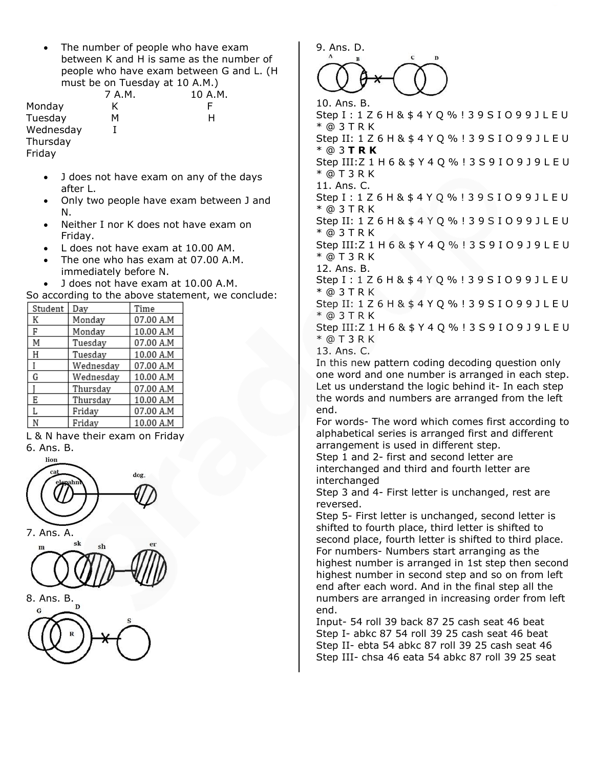- The number of people who have exam between K and H is same as the number of people who have exam between G and L. (H must be on Tuesday at 10 A.M.)

| | 7 A.M. | 10 A.M. |
|---|---|---|
| Monday | K | F |
| Tuesday | M | H |
| Wednesday | I | |
| Thursday | | |
| Friday | | |

- J does not have exam on any of the days after L.
- Only two people have exam between J and N.
- Neither I nor K does not have exam on Friday.
- L does not have exam at 10.00 AM.
- The one who has exam at 07.00 A.M. immediately before N.
- J does not have exam at 10.00 A.M.

So according to the above statement, we conclude:

| Student | Day | Time |
|---|---|---|
| K | Monday | 07.00 A.M |
| F | Monday | 10.00 A.M |
| M | Tuesday | 07.00 A.M |
| H | Tuesday | 10.00 A.M |
| I | Wednesday | 07.00 A.M |
| G | Wednesday | 10.00 A.M |
| J | Thursday | 07.00 A.M |
| E | Thursday | 10.00 A.M |
| L | Friday | 07.00 A.M |
| N | Friday | 10.00 A.M |

L & N have their exam on Friday

6. Ans. B.

7. Ans. A.

8. Ans. B.

9. Ans. D.

10. Ans. B.

Step I : 1 Z 6 H & $ 4 Y Q % ! 3 9 S I O 9 9 J L E U * @ 3 T R K

Step II: 1 Z 6 H & $ 4 Y Q % ! 3 9 S I O 9 9 J L E U * @ 3 **T R K**

Step III:Z 1 H 6 & $ Y 4 Q % ! 3 S 9 I O 9 J 9 L E U * @ T 3 R K

11. Ans. C.

Step I : 1 Z 6 H & $ 4 Y Q % ! 3 9 S I O 9 9 J L E U * @ 3 T R K

Step II: 1 Z 6 H & $ 4 Y Q % ! 3 9 S I O 9 9 J L E U * @ 3 T R K

Step III:Z 1 H 6 & $ Y 4 Q % ! 3 S 9 I O 9 J 9 L E U * @ T 3 R K

12. Ans. B.

Step I : 1 Z 6 H & $ 4 Y Q % ! 3 9 S I O 9 9 J L E U * @ 3 T R K

Step II: 1 Z 6 H & $ 4 Y Q % ! 3 9 S I O 9 9 J L E U * @ 3 T R K

Step III:Z 1 H 6 & $ Y 4 Q % ! 3 S 9 I O 9 J 9 L E U * @ T 3 R K

13. Ans. C.

In this new pattern coding decoding question only one word and one number is arranged in each step. Let us understand the logic behind it- In each step the words and numbers are arranged from the left end.

For words- The word which comes first according to alphabetical series is arranged first and different arrangement is used in different step.

Step 1 and 2- first and second letter are interchanged and third and fourth letter are interchanged

Step 3 and 4- First letter is unchanged, rest are reversed.

Step 5- First letter is unchanged, second letter is shifted to fourth place, third letter is shifted to second place, fourth letter is shifted to third place.

For numbers- Numbers start arranging as the highest number is arranged in 1st step then second highest number in second step and so on from left end after each word. And in the final step all the numbers are arranged in increasing order from left end.

Input- 54 roll 39 back 87 25 cash seat 46 beat

Step I- abkc 87 54 roll 39 25 cash seat 46 beat

Step II- ebta 54 abkc 87 roll 39 25 cash seat 46

Step III- chsa 46 eata 54 abkc 87 roll 39 25 seat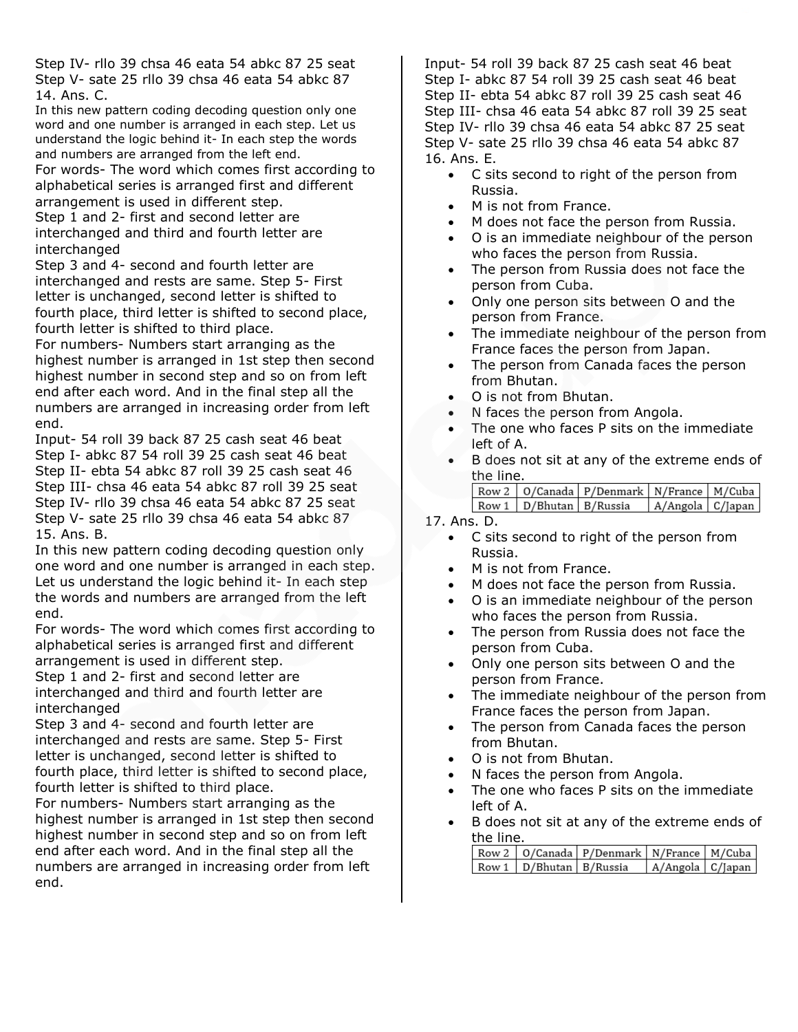Step IV- rllo 39 chsa 46 eata 54 abkc 87 25 seat
Step V- sate 25 rllo 39 chsa 46 eata 54 abkc 87

14. Ans. C.

In this new pattern coding decoding question only one word and one number is arranged in each step. Let us understand the logic behind it- In each step the words and numbers are arranged from the left end.

For words- The word which comes first according to alphabetical series is arranged first and different arrangement is used in different step.

Step 1 and 2- first and second letter are interchanged and third and fourth letter are interchanged

Step 3 and 4- second and fourth letter are interchanged and rests are same. Step 5- First letter is unchanged, second letter is shifted to fourth place, third letter is shifted to second place, fourth letter is shifted to third place.

For numbers- Numbers start arranging as the highest number is arranged in 1st step then second highest number in second step and so on from left end after each word. And in the final step all the numbers are arranged in increasing order from left end.

Input- 54 roll 39 back 87 25 cash seat 46 beat
Step I- abkc 87 54 roll 39 25 cash seat 46 beat
Step II- ebta 54 abkc 87 roll 39 25 cash seat 46
Step III- chsa 46 eata 54 abkc 87 roll 39 25 seat
Step IV- rllo 39 chsa 46 eata 54 abkc 87 25 seat
Step V- sate 25 rllo 39 chsa 46 eata 54 abkc 87

15. Ans. B.

In this new pattern coding decoding question only one word and one number is arranged in each step. Let us understand the logic behind it- In each step the words and numbers are arranged from the left end.

For words- The word which comes first according to alphabetical series is arranged first and different arrangement is used in different step.

Step 1 and 2- first and second letter are interchanged and third and fourth letter are interchanged

Step 3 and 4- second and fourth letter are interchanged and rests are same. Step 5- First letter is unchanged, second letter is shifted to fourth place, third letter is shifted to second place, fourth letter is shifted to third place.

For numbers- Numbers start arranging as the highest number is arranged in 1st step then second highest number in second step and so on from left end after each word. And in the final step all the numbers are arranged in increasing order from left end.

Input- 54 roll 39 back 87 25 cash seat 46 beat
Step I- abkc 87 54 roll 39 25 cash seat 46 beat
Step II- ebta 54 abkc 87 roll 39 25 cash seat 46
Step III- chsa 46 eata 54 abkc 87 roll 39 25 seat
Step IV- rllo 39 chsa 46 eata 54 abkc 87 25 seat
Step V- sate 25 rllo 39 chsa 46 eata 54 abkc 87

16. Ans. E.

- C sits second to right of the person from Russia.
- M is not from France.
- M does not face the person from Russia.
- O is an immediate neighbour of the person who faces the person from Russia.
- The person from Russia does not face the person from Cuba.
- Only one person sits between O and the person from France.
- The immediate neighbour of the person from France faces the person from Japan.
- The person from Canada faces the person from Bhutan.
- O is not from Bhutan.
- N faces the person from Angola.
- The one who faces P sits on the immediate left of A.
- B does not sit at any of the extreme ends of the line.

| Row 2 | O/Canada | P/Denmark | N/France | M/Cuba |
|---|---|---|---|---|
| Row 1 | D/Bhutan | B/Russia | A/Angola | C/Japan |

17. Ans. D.

- C sits second to right of the person from Russia.
- M is not from France.
- M does not face the person from Russia.
- O is an immediate neighbour of the person who faces the person from Russia.
- The person from Russia does not face the person from Cuba.
- Only one person sits between O and the person from France.
- The immediate neighbour of the person from France faces the person from Japan.
- The person from Canada faces the person from Bhutan.
- O is not from Bhutan.
- N faces the person from Angola.
- The one who faces P sits on the immediate left of A.
- B does not sit at any of the extreme ends of the line.

| Row 2 | O/Canada | P/Denmark | N/France | M/Cuba |
|---|---|---|---|---|
| Row 1 | D/Bhutan | B/Russia | A/Angola | C/Japan |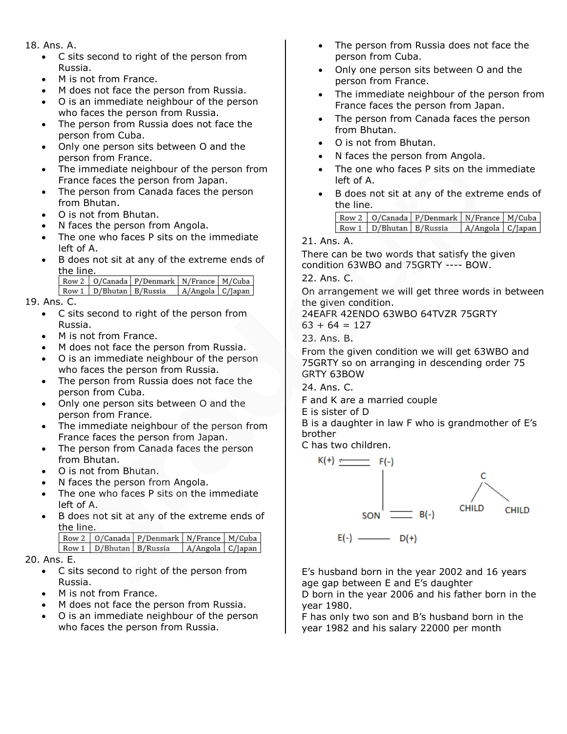18. Ans. A.

- C sits second to right of the person from Russia.
- M is not from France.
- M does not face the person from Russia.
- O is an immediate neighbour of the person who faces the person from Russia.
- The person from Russia does not face the person from Cuba.
- Only one person sits between O and the person from France.
- The immediate neighbour of the person from France faces the person from Japan.
- The person from Canada faces the person from Bhutan.
- O is not from Bhutan.
- N faces the person from Angola.
- The one who faces P sits on the immediate left of A.
- B does not sit at any of the extreme ends of the line.

| Row 2 | O/Canada | P/Denmark | N/France | M/Cuba |
|---|---|---|---|---|
| Row 1 | D/Bhutan | B/Russia | A/Angola | C/Japan |

19. Ans. C.

- C sits second to right of the person from Russia.
- M is not from France.
- M does not face the person from Russia.
- O is an immediate neighbour of the person who faces the person from Russia.
- The person from Russia does not face the person from Cuba.
- Only one person sits between O and the person from France.
- The immediate neighbour of the person from France faces the person from Japan.
- The person from Canada faces the person from Bhutan.
- O is not from Bhutan.
- N faces the person from Angola.
- The one who faces P sits on the immediate left of A.
- B does not sit at any of the extreme ends of the line.

| Row 2 | O/Canada | P/Denmark | N/France | M/Cuba |
|---|---|---|---|---|
| Row 1 | D/Bhutan | B/Russia | A/Angola | C/Japan |

20. Ans. E.

- C sits second to right of the person from Russia.
- M is not from France.
- M does not face the person from Russia.
- O is an immediate neighbour of the person who faces the person from Russia.
- The person from Russia does not face the person from Cuba.
- Only one person sits between O and the person from France.
- The immediate neighbour of the person from France faces the person from Japan.
- The person from Canada faces the person from Bhutan.
- O is not from Bhutan.
- N faces the person from Angola.
- The one who faces P sits on the immediate left of A.
- B does not sit at any of the extreme ends of the line.

| Row 2 | O/Canada | P/Denmark | N/France | M/Cuba |
|---|---|---|---|---|
| Row 1 | D/Bhutan | B/Russia | A/Angola | C/Japan |

21. Ans. A.

There can be two words that satisfy the given condition 63WBO and 75GRTY ---- BOW.

22. Ans. C.

On arrangement we will get three words in between the given condition.

24EAFR 42ENDO 63WBO 64TVZR 75GRTY

63 + 64 = 127

23. Ans. B.

From the given condition we will get 63WBO and 75GRTY so on arranging in descending order 75 GRTY 63BOW

24. Ans. C.

F and K are a married couple

E is sister of D

B is a daughter in law F who is grandmother of E's brother

C has two children.

K(+) ⟵⟶ F(-)

SON ═ B(-)

E(-) ——— D(+)

C → CHILD, CHILD

E's husband born in the year 2002 and 16 years age gap between E and E's daughter

D born in the year 2006 and his father born in the year 1980.

F has only two son and B's husband born in the year 1982 and his salary 22000 per month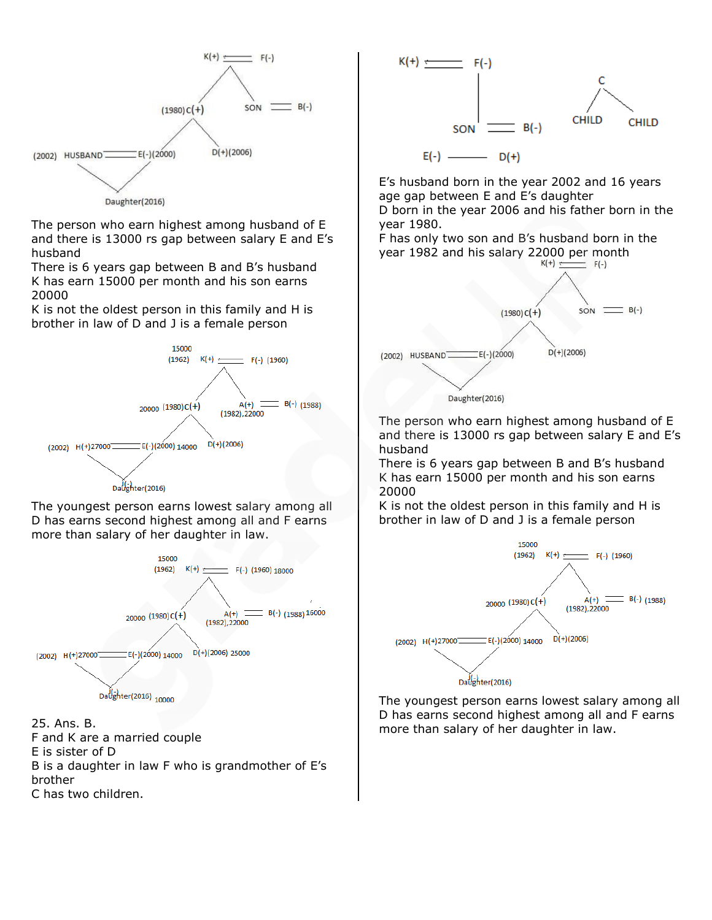The person who earn highest among husband of E and there is 13000 rs gap between salary E and E's husband

There is 6 years gap between B and B's husband

K has earn 15000 per month and his son earns 20000

K is not the oldest person in this family and H is brother in law of D and J is a female person

The youngest person earns lowest salary among all D has earns second highest among all and F earns more than salary of her daughter in law.

25. Ans. B.

F and K are a married couple

E is sister of D

B is a daughter in law F who is grandmother of E's brother

C has two children.

E's husband born in the year 2002 and 16 years age gap between E and E's daughter

D born in the year 2006 and his father born in the year 1980.

F has only two son and B's husband born in the year 1982 and his salary 22000 per month

The person who earn highest among husband of E and there is 13000 rs gap between salary E and E's husband

There is 6 years gap between B and B's husband

K has earn 15000 per month and his son earns 20000

K is not the oldest person in this family and H is brother in law of D and J is a female person

The youngest person earns lowest salary among all D has earns second highest among all and F earns more than salary of her daughter in law.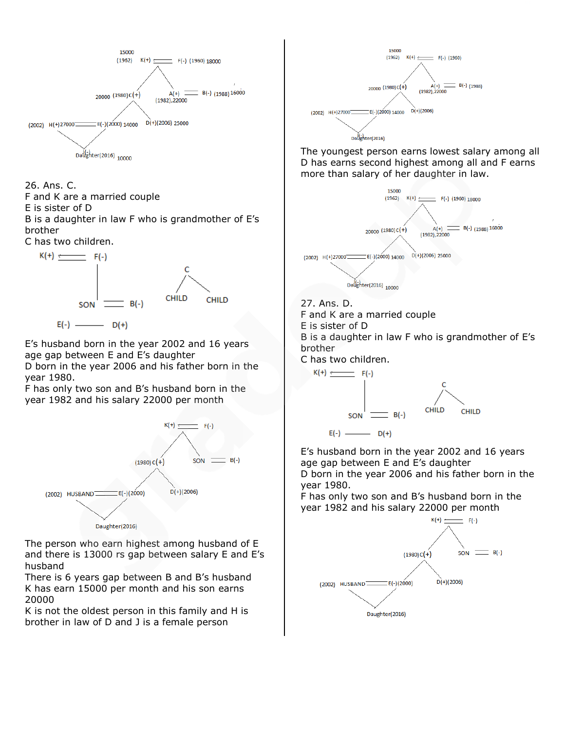26. Ans. C.

F and K are a married couple

E is sister of D

B is a daughter in law F who is grandmother of E's brother

C has two children.

E's husband born in the year 2002 and 16 years age gap between E and E's daughter

D born in the year 2006 and his father born in the year 1980.

F has only two son and B's husband born in the year 1982 and his salary 22000 per month

The person who earn highest among husband of E and there is 13000 rs gap between salary E and E's husband

There is 6 years gap between B and B's husband

K has earn 15000 per month and his son earns 20000

K is not the oldest person in this family and H is brother in law of D and J is a female person

The youngest person earns lowest salary among all D has earns second highest among all and F earns more than salary of her daughter in law.

27. Ans. D.

F and K are a married couple

E is sister of D

B is a daughter in law F who is grandmother of E's brother

C has two children.

E's husband born in the year 2002 and 16 years age gap between E and E's daughter

D born in the year 2006 and his father born in the year 1980.

F has only two son and B's husband born in the year 1982 and his salary 22000 per month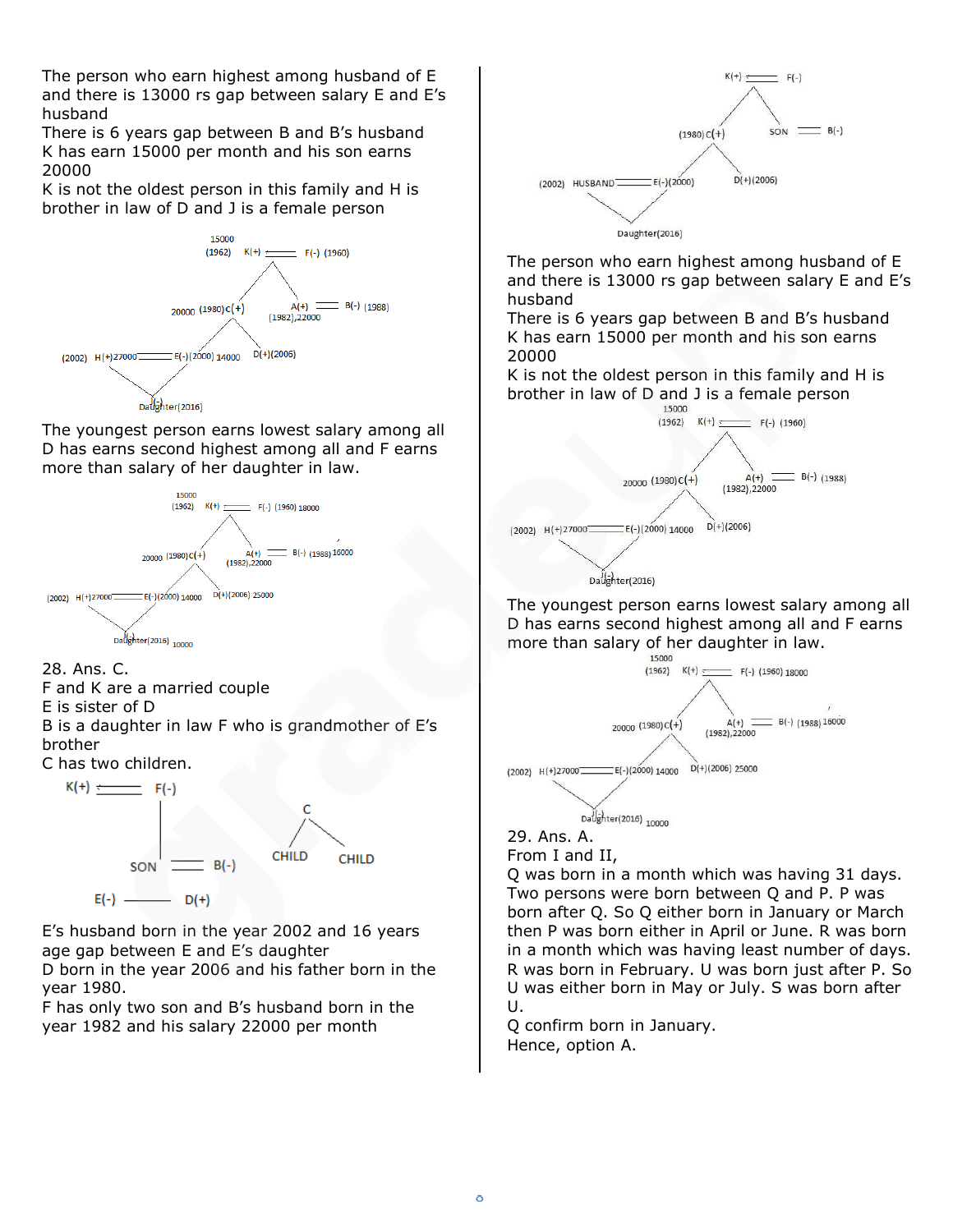The person who earn highest among husband of E and there is 13000 rs gap between salary E and E's husband

There is 6 years gap between B and B's husband

K has earn 15000 per month and his son earns 20000

K is not the oldest person in this family and H is brother in law of D and J is a female person

The youngest person earns lowest salary among all

D has earns second highest among all and F earns more than salary of her daughter in law.

28. Ans. C.

F and K are a married couple

E is sister of D

B is a daughter in law F who is grandmother of E's brother

C has two children.

E's husband born in the year 2002 and 16 years age gap between E and E's daughter

D born in the year 2006 and his father born in the year 1980.

F has only two son and B's husband born in the year 1982 and his salary 22000 per month

The person who earn highest among husband of E and there is 13000 rs gap between salary E and E's husband

There is 6 years gap between B and B's husband

K has earn 15000 per month and his son earns 20000

K is not the oldest person in this family and H is brother in law of D and J is a female person

The youngest person earns lowest salary among all

D has earns second highest among all and F earns more than salary of her daughter in law.

29. Ans. A.

From I and II,

Q was born in a month which was having 31 days. Two persons were born between Q and P. P was born after Q. So Q either born in January or March then P was born either in April or June. R was born in a month which was having least number of days. R was born in February. U was born just after P. So U was either born in May or July. S was born after U.

Q confirm born in January.

Hence, option A.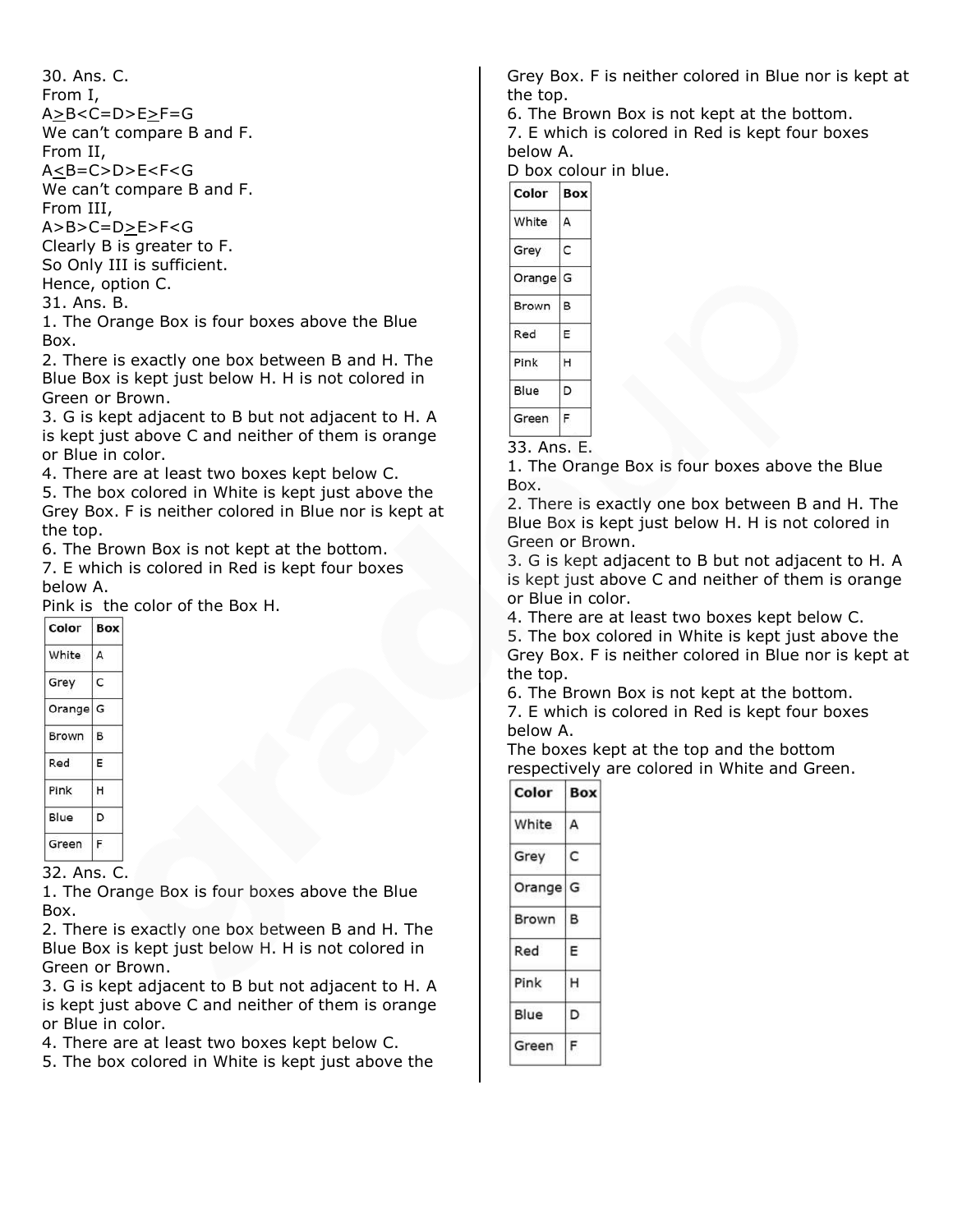30. Ans. C.
From I,
A≥B<C=D>E≥F=G
We can't compare B and F.
From II,
A≤B=C>D>E<F<G
We can't compare B and F.
From III,
A>B>C=D≥E>F<G
Clearly B is greater to F.
So Only III is sufficient.
Hence, option C.

31. Ans. B.
1. The Orange Box is four boxes above the Blue Box.
2. There is exactly one box between B and H. The Blue Box is kept just below H. H is not colored in Green or Brown.
3. G is kept adjacent to B but not adjacent to H. A is kept just above C and neither of them is orange or Blue in color.
4. There are at least two boxes kept below C.
5. The box colored in White is kept just above the Grey Box. F is neither colored in Blue nor is kept at the top.
6. The Brown Box is not kept at the bottom.
7. E which is colored in Red is kept four boxes below A.
Pink is  the color of the Box H.

| Color | Box |
|---|---|
| White | A |
| Grey | C |
| Orange | G |
| Brown | B |
| Red | E |
| Pink | H |
| Blue | D |
| Green | F |

32. Ans. C.
1. The Orange Box is four boxes above the Blue Box.
2. There is exactly one box between B and H. The Blue Box is kept just below H. H is not colored in Green or Brown.
3. G is kept adjacent to B but not adjacent to H. A is kept just above C and neither of them is orange or Blue in color.
4. There are at least two boxes kept below C.
5. The box colored in White is kept just above the Grey Box. F is neither colored in Blue nor is kept at the top.
6. The Brown Box is not kept at the bottom.
7. E which is colored in Red is kept four boxes below A.
D box colour in blue.

| Color | Box |
|---|---|
| White | A |
| Grey | C |
| Orange | G |
| Brown | B |
| Red | E |
| Pink | H |
| Blue | D |
| Green | F |

33. Ans. E.
1. The Orange Box is four boxes above the Blue Box.
2. There is exactly one box between B and H. The Blue Box is kept just below H. H is not colored in Green or Brown.
3. G is kept adjacent to B but not adjacent to H. A is kept just above C and neither of them is orange or Blue in color.
4. There are at least two boxes kept below C.
5. The box colored in White is kept just above the Grey Box. F is neither colored in Blue nor is kept at the top.
6. The Brown Box is not kept at the bottom.
7. E which is colored in Red is kept four boxes below A.
The boxes kept at the top and the bottom respectively are colored in White and Green.

| Color | Box |
|---|---|
| White | A |
| Grey | C |
| Orange | G |
| Brown | B |
| Red | E |
| Pink | H |
| Blue | D |
| Green | F |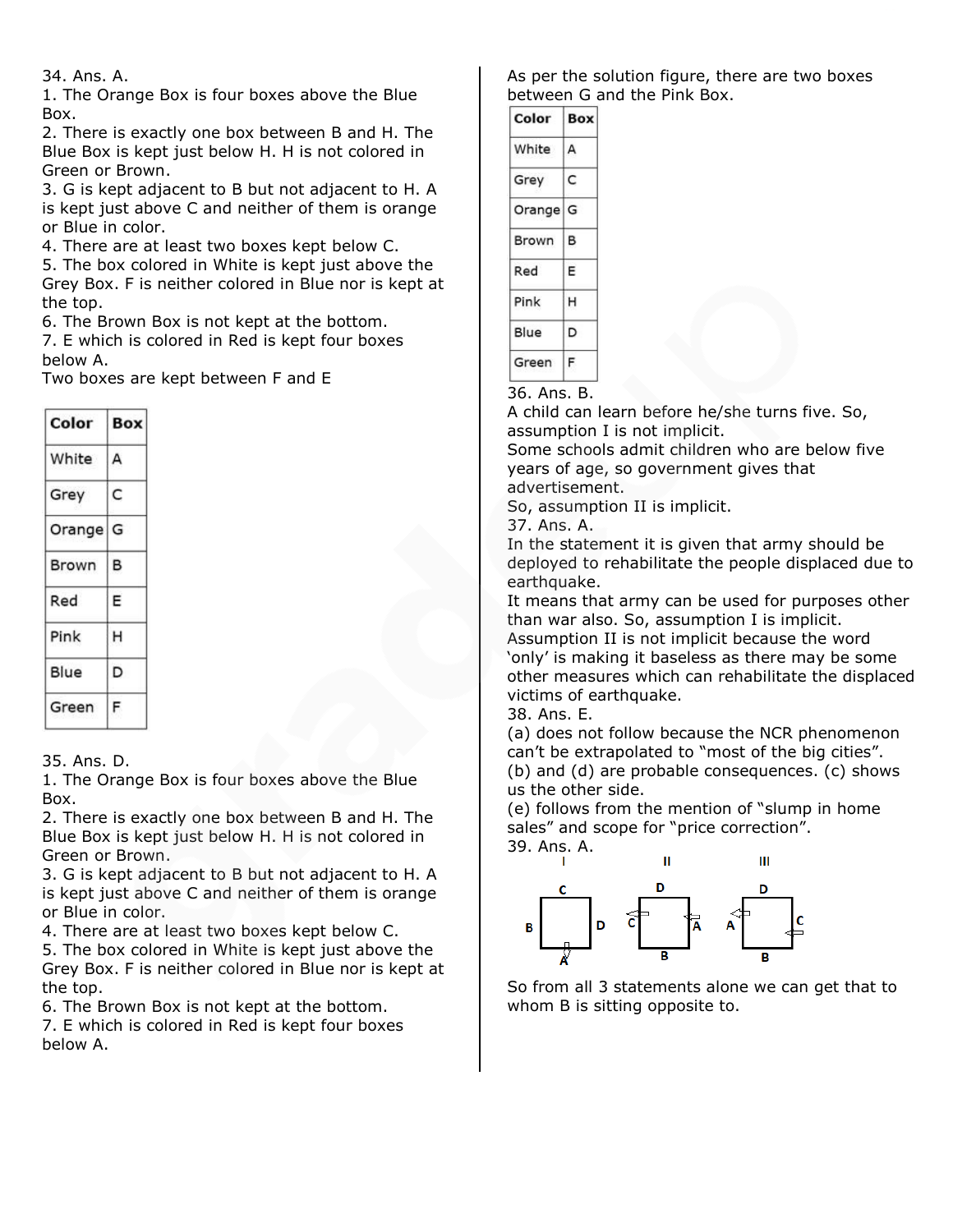34. Ans. A.

1. The Orange Box is four boxes above the Blue Box.
2. There is exactly one box between B and H. The Blue Box is kept just below H. H is not colored in Green or Brown.
3. G is kept adjacent to B but not adjacent to H. A is kept just above C and neither of them is orange or Blue in color.
4. There are at least two boxes kept below C.
5. The box colored in White is kept just above the Grey Box. F is neither colored in Blue nor is kept at the top.
6. The Brown Box is not kept at the bottom.
7. E which is colored in Red is kept four boxes below A.

Two boxes are kept between F and E

| Color | Box |
|---|---|
| White | A |
| Grey | C |
| Orange | G |
| Brown | B |
| Red | E |
| Pink | H |
| Blue | D |
| Green | F |

35. Ans. D.

1. The Orange Box is four boxes above the Blue Box.
2. There is exactly one box between B and H. The Blue Box is kept just below H. H is not colored in Green or Brown.
3. G is kept adjacent to B but not adjacent to H. A is kept just above C and neither of them is orange or Blue in color.
4. There are at least two boxes kept below C.
5. The box colored in White is kept just above the Grey Box. F is neither colored in Blue nor is kept at the top.
6. The Brown Box is not kept at the bottom.
7. E which is colored in Red is kept four boxes below A.

As per the solution figure, there are two boxes between G and the Pink Box.

| Color | Box |
|---|---|
| White | A |
| Grey | C |
| Orange | G |
| Brown | B |
| Red | E |
| Pink | H |
| Blue | D |
| Green | F |

36. Ans. B.

A child can learn before he/she turns five. So, assumption I is not implicit.

Some schools admit children who are below five years of age, so government gives that advertisement.

So, assumption II is implicit.

37. Ans. A.

In the statement it is given that army should be deployed to rehabilitate the people displaced due to earthquake.

It means that army can be used for purposes other than war also. So, assumption I is implicit.

Assumption II is not implicit because the word 'only' is making it baseless as there may be some other measures which can rehabilitate the displaced victims of earthquake.

38. Ans. E.

(a) does not follow because the NCR phenomenon can't be extrapolated to "most of the big cities".

(b) and (d) are probable consequences. (c) shows us the other side.

(e) follows from the mention of "slump in home sales" and scope for "price correction".

39. Ans. A.

I: C (top), B (left), D (right), A (bottom)

II: D (top), C (left), A (right), B (bottom)

III: D (top), A (left), C (right), B (bottom)

So from all 3 statements alone we can get that to whom B is sitting opposite to.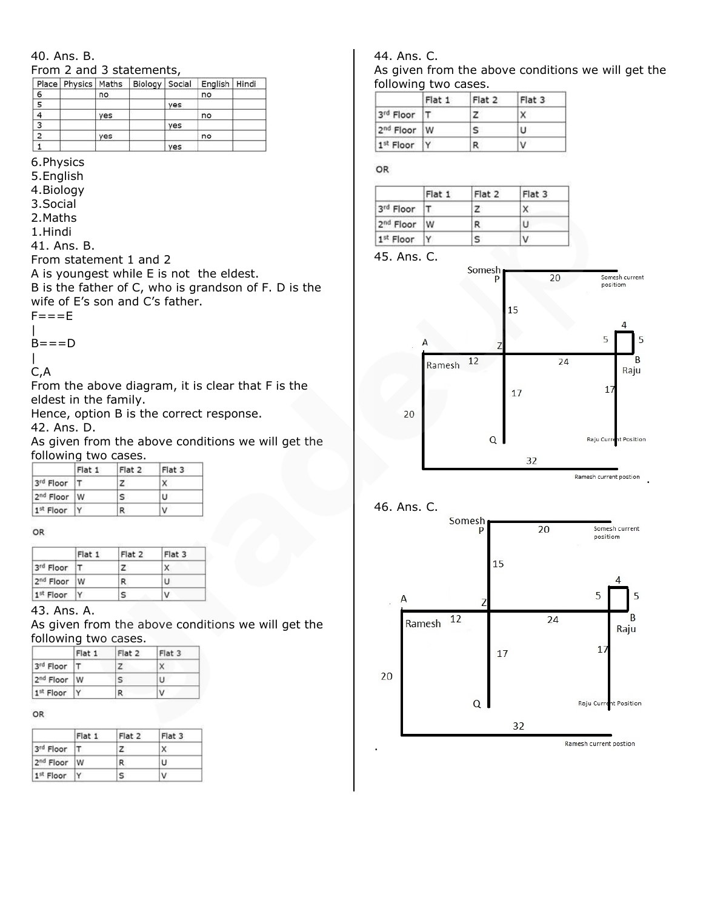40. Ans. B.

From 2 and 3 statements,

| Place | Physics | Maths | Biology | Social | English | Hindi |
|---|---|---|---|---|---|---|
| 6 | | no | | | no | |
| 5 | | | | yes | | |
| 4 | | yes | | | no | |
| 3 | | | | yes | | |
| 2 | | yes | | | no | |
| 1 | | | | yes | | |

6.Physics
5.English
4.Biology
3.Social
2.Maths
1.Hindi

41. Ans. B.

From statement 1 and 2

A is youngest while E is not the eldest.

B is the father of C, who is grandson of F. D is the wife of E's son and C's father.

F===E
|
B===D
|
C,A

From the above diagram, it is clear that F is the eldest in the family.

Hence, option B is the correct response.

42. Ans. D.

As given from the above conditions we will get the following two cases.

| | Flat 1 | Flat 2 | Flat 3 |
|---|---|---|---|
| 3rd Floor | T | Z | X |
| 2nd Floor | W | S | U |
| 1st Floor | Y | R | V |

OR

| | Flat 1 | Flat 2 | Flat 3 |
|---|---|---|---|
| 3rd Floor | T | Z | X |
| 2nd Floor | W | R | U |
| 1st Floor | Y | S | V |

43. Ans. A.

As given from the above conditions we will get the following two cases.

| | Flat 1 | Flat 2 | Flat 3 |
|---|---|---|---|
| 3rd Floor | T | Z | X |
| 2nd Floor | W | S | U |
| 1st Floor | Y | R | V |

OR

| | Flat 1 | Flat 2 | Flat 3 |
|---|---|---|---|
| 3rd Floor | T | Z | X |
| 2nd Floor | W | R | U |
| 1st Floor | Y | S | V |

44. Ans. C.

As given from the above conditions we will get the following two cases.

| | Flat 1 | Flat 2 | Flat 3 |
|---|---|---|---|
| 3rd Floor | T | Z | X |
| 2nd Floor | W | S | U |
| 1st Floor | Y | R | V |

OR

| | Flat 1 | Flat 2 | Flat 3 |
|---|---|---|---|
| 3rd Floor | T | Z | X |
| 2nd Floor | W | R | U |
| 1st Floor | Y | S | V |

45. Ans. C.

Somesh P 20 Somesh current position
15
4
5 5
A Z B
Ramesh 12 24 Raju
17 17
20
Q Raju Current Position
32
Ramesh current postion

46. Ans. C.

Somesh P 20 Somesh current position
15
4
5 5
A Z B
Ramesh 12 24 Raju
17 17
20
Q Raju Current Position
32
Ramesh current postion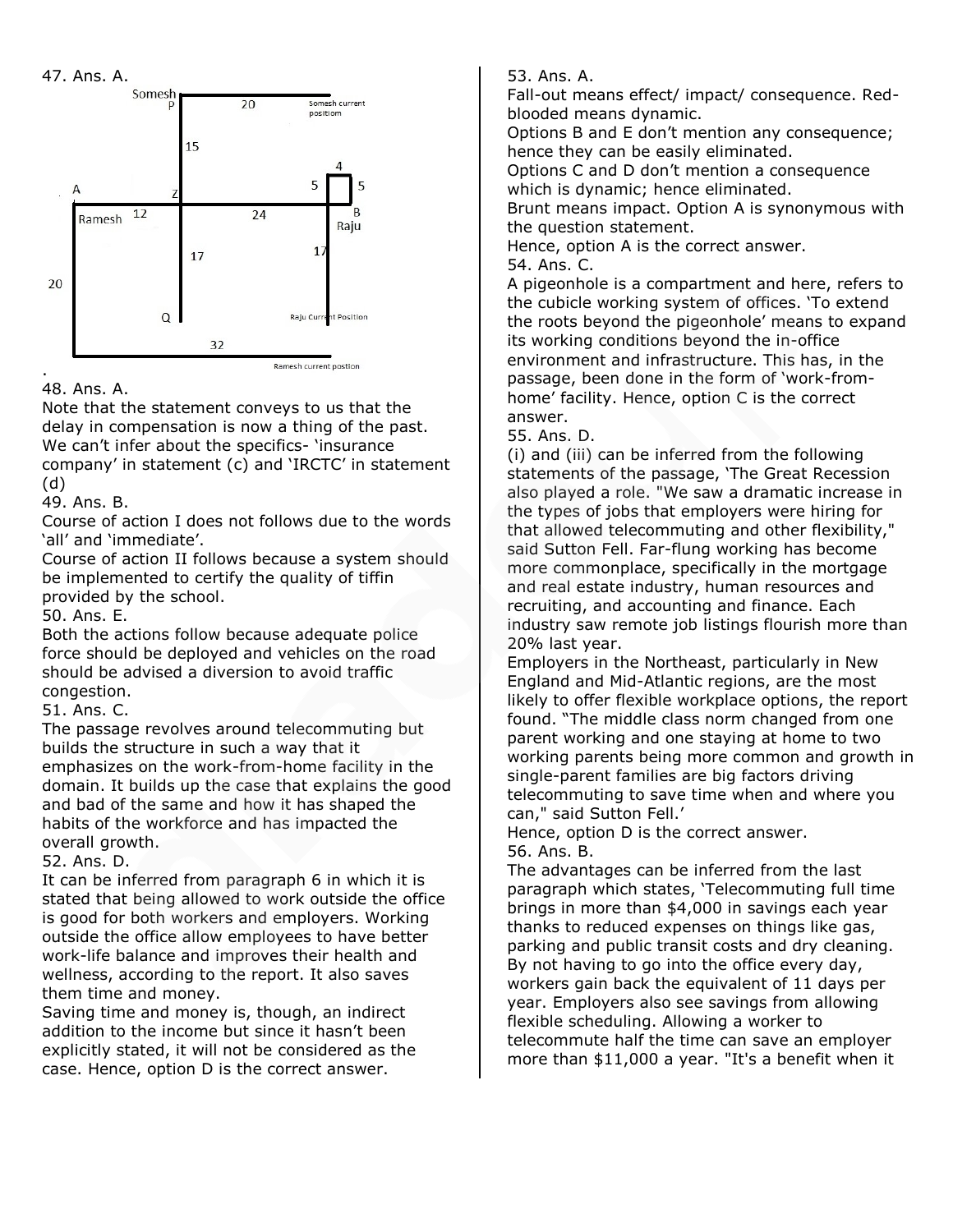47. Ans. A.

.

48. Ans. A.
Note that the statement conveys to us that the delay in compensation is now a thing of the past. We can't infer about the specifics- 'insurance company' in statement (c) and 'IRCTC' in statement (d)

49. Ans. B.
Course of action I does not follows due to the words 'all' and 'immediate'.
Course of action II follows because a system should be implemented to certify the quality of tiffin provided by the school.

50. Ans. E.
Both the actions follow because adequate police force should be deployed and vehicles on the road should be advised a diversion to avoid traffic congestion.

51. Ans. C.
The passage revolves around telecommuting but builds the structure in such a way that it emphasizes on the work-from-home facility in the domain. It builds up the case that explains the good and bad of the same and how it has shaped the habits of the workforce and has impacted the overall growth.

52. Ans. D.
It can be inferred from paragraph 6 in which it is stated that being allowed to work outside the office is good for both workers and employers. Working outside the office allow employees to have better work-life balance and improves their health and wellness, according to the report. It also saves them time and money.
Saving time and money is, though, an indirect addition to the income but since it hasn't been explicitly stated, it will not be considered as the case. Hence, option D is the correct answer.

53. Ans. A.
Fall-out means effect/ impact/ consequence. Red-blooded means dynamic.
Options B and E don't mention any consequence; hence they can be easily eliminated.
Options C and D don't mention a consequence which is dynamic; hence eliminated.
Brunt means impact. Option A is synonymous with the question statement.
Hence, option A is the correct answer.

54. Ans. C.
A pigeonhole is a compartment and here, refers to the cubicle working system of offices. 'To extend the roots beyond the pigeonhole' means to expand its working conditions beyond the in-office environment and infrastructure. This has, in the passage, been done in the form of 'work-from-home' facility. Hence, option C is the correct answer.

55. Ans. D.
(i) and (iii) can be inferred from the following statements of the passage, 'The Great Recession also played a role. "We saw a dramatic increase in the types of jobs that employers were hiring for that allowed telecommuting and other flexibility," said Sutton Fell. Far-flung working has become more commonplace, specifically in the mortgage and real estate industry, human resources and recruiting, and accounting and finance. Each industry saw remote job listings flourish more than 20% last year.
Employers in the Northeast, particularly in New England and Mid-Atlantic regions, are the most likely to offer flexible workplace options, the report found. "The middle class norm changed from one parent working and one staying at home to two working parents being more common and growth in single-parent families are big factors driving telecommuting to save time when and where you can," said Sutton Fell.'
Hence, option D is the correct answer.

56. Ans. B.
The advantages can be inferred from the last paragraph which states, 'Telecommuting full time brings in more than $4,000 in savings each year thanks to reduced expenses on things like gas, parking and public transit costs and dry cleaning. By not having to go into the office every day, workers gain back the equivalent of 11 days per year. Employers also see savings from allowing flexible scheduling. Allowing a worker to telecommute half the time can save an employer more than $11,000 a year. "It's a benefit when it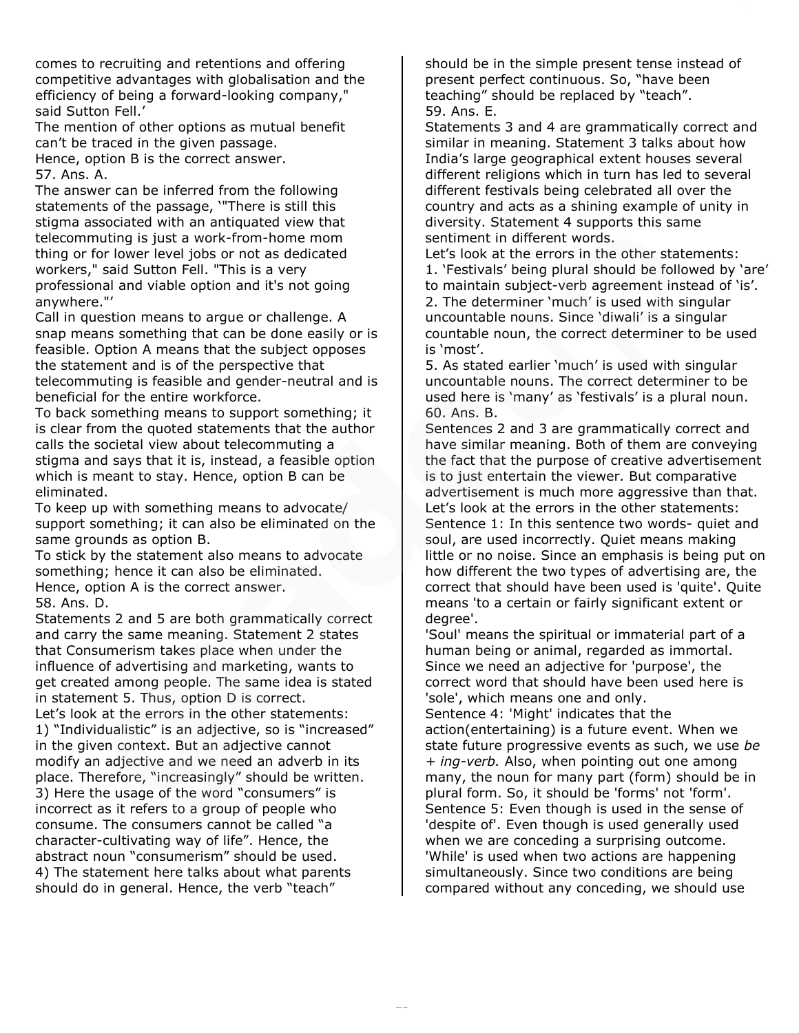comes to recruiting and retentions and offering competitive advantages with globalisation and the efficiency of being a forward-looking company," said Sutton Fell.'

The mention of other options as mutual benefit can't be traced in the given passage.

Hence, option B is the correct answer.

57. Ans. A.

The answer can be inferred from the following statements of the passage, '"There is still this stigma associated with an antiquated view that telecommuting is just a work-from-home mom thing or for lower level jobs or not as dedicated workers," said Sutton Fell. "This is a very professional and viable option and it's not going anywhere."'

Call in question means to argue or challenge. A snap means something that can be done easily or is feasible. Option A means that the subject opposes the statement and is of the perspective that telecommuting is feasible and gender-neutral and is beneficial for the entire workforce.

To back something means to support something; it is clear from the quoted statements that the author calls the societal view about telecommuting a stigma and says that it is, instead, a feasible option which is meant to stay. Hence, option B can be eliminated.

To keep up with something means to advocate/ support something; it can also be eliminated on the same grounds as option B.

To stick by the statement also means to advocate something; hence it can also be eliminated.

Hence, option A is the correct answer.

58. Ans. D.

Statements 2 and 5 are both grammatically correct and carry the same meaning. Statement 2 states that Consumerism takes place when under the influence of advertising and marketing, wants to get created among people. The same idea is stated in statement 5. Thus, option D is correct.

Let's look at the errors in the other statements:

1) "Individualistic" is an adjective, so is "increased" in the given context. But an adjective cannot modify an adjective and we need an adverb in its place. Therefore, "increasingly" should be written.

3) Here the usage of the word "consumers" is incorrect as it refers to a group of people who consume. The consumers cannot be called "a character-cultivating way of life". Hence, the abstract noun "consumerism" should be used.

4) The statement here talks about what parents should do in general. Hence, the verb "teach" should be in the simple present tense instead of present perfect continuous. So, "have been teaching" should be replaced by "teach".

59. Ans. E.

Statements 3 and 4 are grammatically correct and similar in meaning. Statement 3 talks about how India's large geographical extent houses several different religions which in turn has led to several different festivals being celebrated all over the country and acts as a shining example of unity in diversity. Statement 4 supports this same sentiment in different words.

Let's look at the errors in the other statements:

1. 'Festivals' being plural should be followed by 'are' to maintain subject-verb agreement instead of 'is'.

2. The determiner 'much' is used with singular uncountable nouns. Since 'diwali' is a singular countable noun, the correct determiner to be used is 'most'.

5. As stated earlier 'much' is used with singular uncountable nouns. The correct determiner to be used here is 'many' as 'festivals' is a plural noun.

60. Ans. B.

Sentences 2 and 3 are grammatically correct and have similar meaning. Both of them are conveying the fact that the purpose of creative advertisement is to just entertain the viewer. But comparative advertisement is much more aggressive than that.

Let's look at the errors in the other statements:

Sentence 1: In this sentence two words- quiet and soul, are used incorrectly. Quiet means making little or no noise. Since an emphasis is being put on how different the two types of advertising are, the correct that should have been used is 'quite'. Quite means 'to a certain or fairly significant extent or degree'.

'Soul' means the spiritual or immaterial part of a human being or animal, regarded as immortal. Since we need an adjective for 'purpose', the correct word that should have been used here is 'sole', which means one and only.

Sentence 4: 'Might' indicates that the action(entertaining) is a future event. When we state future progressive events as such, we use *be + ing-verb.* Also, when pointing out one among many, the noun for many part (form) should be in plural form. So, it should be 'forms' not 'form'.

Sentence 5: Even though is used in the sense of 'despite of'. Even though is used generally used when we are conceding a surprising outcome. 'While' is used when two actions are happening simultaneously. Since two conditions are being compared without any conceding, we should use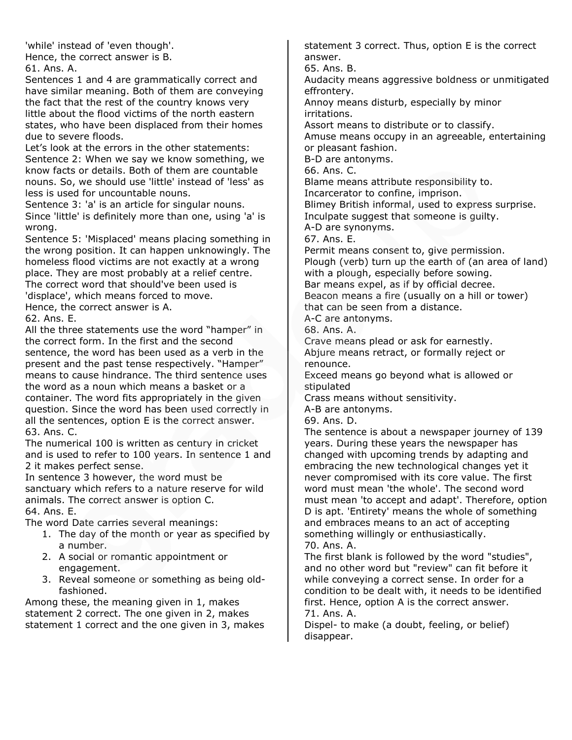'while' instead of 'even though'.
Hence, the correct answer is B.
61. Ans. A.
Sentences 1 and 4 are grammatically correct and have similar meaning. Both of them are conveying the fact that the rest of the country knows very little about the flood victims of the north eastern states, who have been displaced from their homes due to severe floods.
Let's look at the errors in the other statements:
Sentence 2: When we say we know something, we know facts or details. Both of them are countable nouns. So, we should use 'little' instead of 'less' as less is used for uncountable nouns.
Sentence 3: 'a' is an article for singular nouns. Since 'little' is definitely more than one, using 'a' is wrong.
Sentence 5: 'Misplaced' means placing something in the wrong position. It can happen unknowingly. The homeless flood victims are not exactly at a wrong place. They are most probably at a relief centre. The correct word that should've been used is 'displace', which means forced to move.
Hence, the correct answer is A.
62. Ans. E.
All the three statements use the word "hamper" in the correct form. In the first and the second sentence, the word has been used as a verb in the present and the past tense respectively. "Hamper" means to cause hindrance. The third sentence uses the word as a noun which means a basket or a container. The word fits appropriately in the given question. Since the word has been used correctly in all the sentences, option E is the correct answer.
63. Ans. C.
The numerical 100 is written as century in cricket and is used to refer to 100 years. In sentence 1 and 2 it makes perfect sense.
In sentence 3 however, the word must be sanctuary which refers to a nature reserve for wild animals. The correct answer is option C.
64. Ans. E.
The word Date carries several meanings:

1. The day of the month or year as specified by a number.
2. A social or romantic appointment or engagement.
3. Reveal someone or something as being old-fashioned.

Among these, the meaning given in 1, makes statement 2 correct. The one given in 2, makes statement 1 correct and the one given in 3, makes statement 3 correct. Thus, option E is the correct answer.
65. Ans. B.
Audacity means aggressive boldness or unmitigated effrontery.
Annoy means disturb, especially by minor irritations.
Assort means to distribute or to classify.
Amuse means occupy in an agreeable, entertaining or pleasant fashion.
B-D are antonyms.
66. Ans. C.
Blame means attribute responsibility to.
Incarcerator to confine, imprison.
Blimey British informal, used to express surprise.
Inculpate suggest that someone is guilty.
A-D are synonyms.
67. Ans. E.
Permit means consent to, give permission.
Plough (verb) turn up the earth of (an area of land) with a plough, especially before sowing.
Bar means expel, as if by official decree.
Beacon means a fire (usually on a hill or tower) that can be seen from a distance.
A-C are antonyms.
68. Ans. A.
Crave means plead or ask for earnestly.
Abjure means retract, or formally reject or renounce.
Exceed means go beyond what is allowed or stipulated
Crass means without sensitivity.
A-B are antonyms.
69. Ans. D.
The sentence is about a newspaper journey of 139 years. During these years the newspaper has changed with upcoming trends by adapting and embracing the new technological changes yet it never compromised with its core value. The first word must mean 'the whole'. The second word must mean 'to accept and adapt'. Therefore, option D is apt. 'Entirety' means the whole of something and embraces means to an act of accepting something willingly or enthusiastically.
70. Ans. A.
The first blank is followed by the word "studies", and no other word but "review" can fit before it while conveying a correct sense. In order for a condition to be dealt with, it needs to be identified first. Hence, option A is the correct answer.
71. Ans. A.
Dispel- to make (a doubt, feeling, or belief) disappear.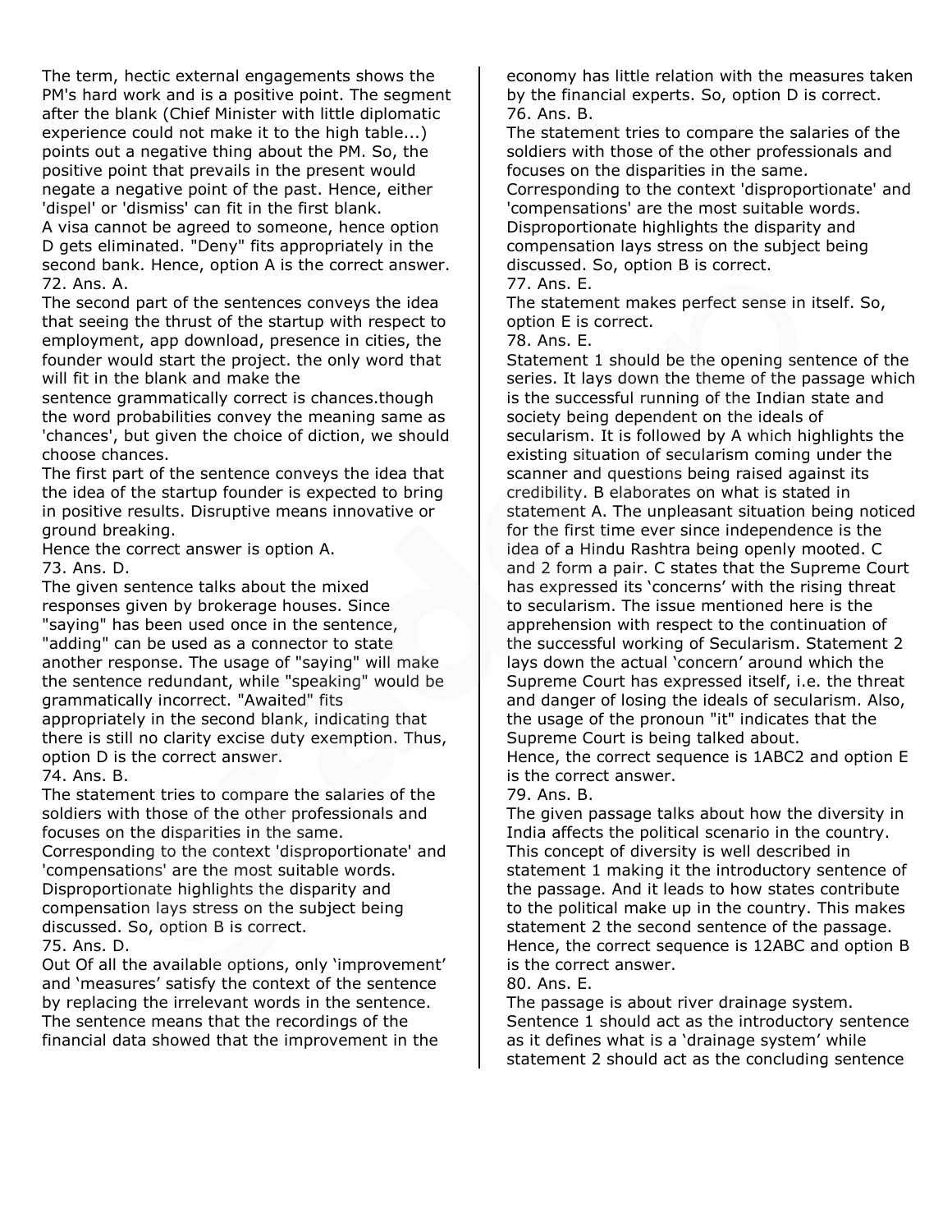The term, hectic external engagements shows the PM's hard work and is a positive point. The segment after the blank (Chief Minister with little diplomatic experience could not make it to the high table...) points out a negative thing about the PM. So, the positive point that prevails in the present would negate a negative point of the past. Hence, either 'dispel' or 'dismiss' can fit in the first blank.
A visa cannot be agreed to someone, hence option D gets eliminated. "Deny" fits appropriately in the second bank. Hence, option A is the correct answer.
72. Ans. A.
The second part of the sentences conveys the idea that seeing the thrust of the startup with respect to employment, app download, presence in cities, the founder would start the project. the only word that will fit in the blank and make the sentence grammatically correct is chances.though the word probabilities convey the meaning same as 'chances', but given the choice of diction, we should choose chances.
The first part of the sentence conveys the idea that the idea of the startup founder is expected to bring in positive results. Disruptive means innovative or ground breaking.
Hence the correct answer is option A.
73. Ans. D.
The given sentence talks about the mixed responses given by brokerage houses. Since "saying" has been used once in the sentence, "adding" can be used as a connector to state another response. The usage of "saying" will make the sentence redundant, while "speaking" would be grammatically incorrect. "Awaited" fits appropriately in the second blank, indicating that there is still no clarity excise duty exemption. Thus, option D is the correct answer.
74. Ans. B.
The statement tries to compare the salaries of the soldiers with those of the other professionals and focuses on the disparities in the same.
Corresponding to the context 'disproportionate' and 'compensations' are the most suitable words.
Disproportionate highlights the disparity and compensation lays stress on the subject being discussed. So, option B is correct.
75. Ans. D.
Out Of all the available options, only 'improvement' and 'measures' satisfy the context of the sentence by replacing the irrelevant words in the sentence. The sentence means that the recordings of the financial data showed that the improvement in the economy has little relation with the measures taken by the financial experts. So, option D is correct.
76. Ans. B.
The statement tries to compare the salaries of the soldiers with those of the other professionals and focuses on the disparities in the same.
Corresponding to the context 'disproportionate' and 'compensations' are the most suitable words.
Disproportionate highlights the disparity and compensation lays stress on the subject being discussed. So, option B is correct.
77. Ans. E.
The statement makes perfect sense in itself. So, option E is correct.
78. Ans. E.
Statement 1 should be the opening sentence of the series. It lays down the theme of the passage which is the successful running of the Indian state and society being dependent on the ideals of secularism. It is followed by A which highlights the existing situation of secularism coming under the scanner and questions being raised against its credibility. B elaborates on what is stated in statement A. The unpleasant situation being noticed for the first time ever since independence is the idea of a Hindu Rashtra being openly mooted. C and 2 form a pair. C states that the Supreme Court has expressed its 'concerns' with the rising threat to secularism. The issue mentioned here is the apprehension with respect to the continuation of the successful working of Secularism. Statement 2 lays down the actual 'concern' around which the Supreme Court has expressed itself, i.e. the threat and danger of losing the ideals of secularism. Also, the usage of the pronoun "it" indicates that the Supreme Court is being talked about.
Hence, the correct sequence is 1ABC2 and option E is the correct answer.
79. Ans. B.
The given passage talks about how the diversity in India affects the political scenario in the country. This concept of diversity is well described in statement 1 making it the introductory sentence of the passage. And it leads to how states contribute to the political make up in the country. This makes statement 2 the second sentence of the passage. Hence, the correct sequence is 12ABC and option B is the correct answer.
80. Ans. E.
The passage is about river drainage system. Sentence 1 should act as the introductory sentence as it defines what is a 'drainage system' while statement 2 should act as the concluding sentence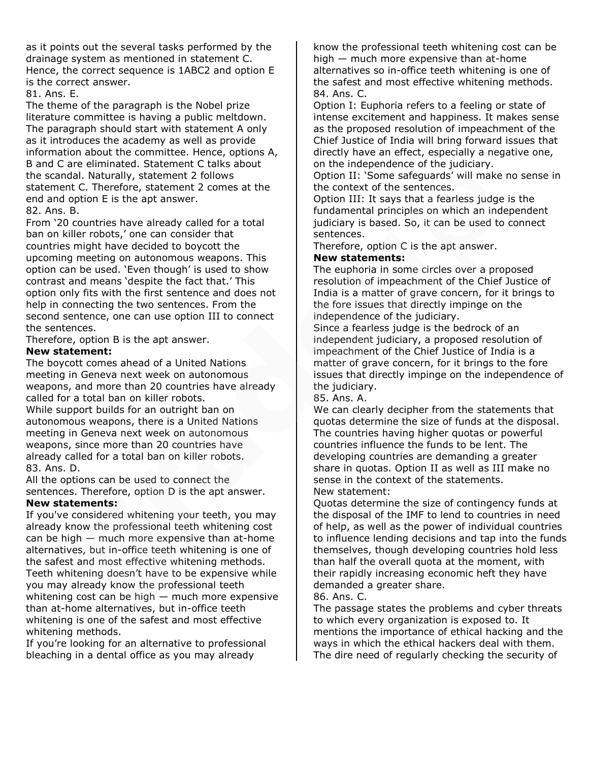as it points out the several tasks performed by the drainage system as mentioned in statement C. Hence, the correct sequence is 1ABC2 and option E is the correct answer.

81. Ans. E.

The theme of the paragraph is the Nobel prize literature committee is having a public meltdown. The paragraph should start with statement A only as it introduces the academy as well as provide information about the committee. Hence, options A, B and C are eliminated. Statement C talks about the scandal. Naturally, statement 2 follows statement C. Therefore, statement 2 comes at the end and option E is the apt answer.

82. Ans. B.

From '20 countries have already called for a total ban on killer robots,' one can consider that countries might have decided to boycott the upcoming meeting on autonomous weapons. This option can be used. 'Even though' is used to show contrast and means 'despite the fact that.' This option only fits with the first sentence and does not help in connecting the two sentences. From the second sentence, one can use option III to connect the sentences.

Therefore, option B is the apt answer.

**New statement:**

The boycott comes ahead of a United Nations meeting in Geneva next week on autonomous weapons, and more than 20 countries have already called for a total ban on killer robots.

While support builds for an outright ban on autonomous weapons, there is a United Nations meeting in Geneva next week on autonomous weapons, since more than 20 countries have already called for a total ban on killer robots.

83. Ans. D.

All the options can be used to connect the sentences. Therefore, option D is the apt answer.

**New statements:**

If you've considered whitening your teeth, you may already know the professional teeth whitening cost can be high — much more expensive than at-home alternatives, but in-office teeth whitening is one of the safest and most effective whitening methods.

Teeth whitening doesn't have to be expensive while you may already know the professional teeth whitening cost can be high — much more expensive than at-home alternatives, but in-office teeth whitening is one of the safest and most effective whitening methods.

If you're looking for an alternative to professional bleaching in a dental office as you may already know the professional teeth whitening cost can be high — much more expensive than at-home alternatives so in-office teeth whitening is one of the safest and most effective whitening methods.

84. Ans. C.

Option I: Euphoria refers to a feeling or state of intense excitement and happiness. It makes sense as the proposed resolution of impeachment of the Chief Justice of India will bring forward issues that directly have an effect, especially a negative one, on the independence of the judiciary.

Option II: 'Some safeguards' will make no sense in the context of the sentences.

Option III: It says that a fearless judge is the fundamental principles on which an independent judiciary is based. So, it can be used to connect sentences.

Therefore, option C is the apt answer.

**New statements:**

The euphoria in some circles over a proposed resolution of impeachment of the Chief Justice of India is a matter of grave concern, for it brings to the fore issues that directly impinge on the independence of the judiciary.

Since a fearless judge is the bedrock of an independent judiciary, a proposed resolution of impeachment of the Chief Justice of India is a matter of grave concern, for it brings to the fore issues that directly impinge on the independence of the judiciary.

85. Ans. A.

We can clearly decipher from the statements that quotas determine the size of funds at the disposal. The countries having higher quotas or powerful countries influence the funds to be lent. The developing countries are demanding a greater share in quotas. Option II as well as III make no sense in the context of the statements.

New statement:

Quotas determine the size of contingency funds at the disposal of the IMF to lend to countries in need of help, as well as the power of individual countries to influence lending decisions and tap into the funds themselves, though developing countries hold less than half the overall quota at the moment, with their rapidly increasing economic heft they have demanded a greater share.

86. Ans. C.

The passage states the problems and cyber threats to which every organization is exposed to. It mentions the importance of ethical hacking and the ways in which the ethical hackers deal with them. The dire need of regularly checking the security of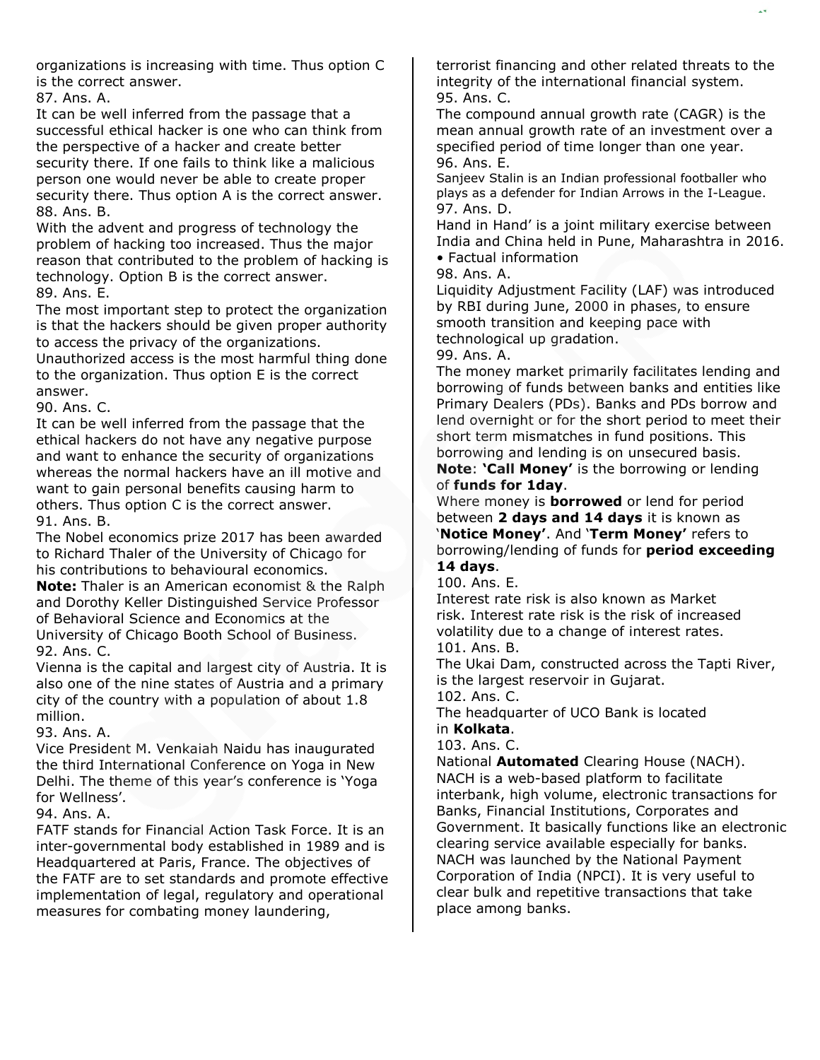organizations is increasing with time. Thus option C is the correct answer.

87. Ans. A.

It can be well inferred from the passage that a successful ethical hacker is one who can think from the perspective of a hacker and create better security there. If one fails to think like a malicious person one would never be able to create proper security there. Thus option A is the correct answer.

88. Ans. B.

With the advent and progress of technology the problem of hacking too increased. Thus the major reason that contributed to the problem of hacking is technology. Option B is the correct answer.

89. Ans. E.

The most important step to protect the organization is that the hackers should be given proper authority to access the privacy of the organizations. Unauthorized access is the most harmful thing done to the organization. Thus option E is the correct answer.

90. Ans. C.

It can be well inferred from the passage that the ethical hackers do not have any negative purpose and want to enhance the security of organizations whereas the normal hackers have an ill motive and want to gain personal benefits causing harm to others. Thus option C is the correct answer.

91. Ans. B.

The Nobel economics prize 2017 has been awarded to Richard Thaler of the University of Chicago for his contributions to behavioural economics.

**Note:** Thaler is an American economist & the Ralph and Dorothy Keller Distinguished Service Professor of Behavioral Science and Economics at the University of Chicago Booth School of Business.

92. Ans. C.

Vienna is the capital and largest city of Austria. It is also one of the nine states of Austria and a primary city of the country with a population of about 1.8 million.

93. Ans. A.

Vice President M. Venkaiah Naidu has inaugurated the third International Conference on Yoga in New Delhi. The theme of this year's conference is 'Yoga for Wellness'.

94. Ans. A.

FATF stands for Financial Action Task Force. It is an inter-governmental body established in 1989 and is Headquartered at Paris, France. The objectives of the FATF are to set standards and promote effective implementation of legal, regulatory and operational measures for combating money laundering, terrorist financing and other related threats to the integrity of the international financial system.

95. Ans. C.

The compound annual growth rate (CAGR) is the mean annual growth rate of an investment over a specified period of time longer than one year.

96. Ans. E.

Sanjeev Stalin is an Indian professional footballer who plays as a defender for Indian Arrows in the I-League.

97. Ans. D.

Hand in Hand' is a joint military exercise between India and China held in Pune, Maharashtra in 2016.

• Factual information

98. Ans. A.

Liquidity Adjustment Facility (LAF) was introduced by RBI during June, 2000 in phases, to ensure smooth transition and keeping pace with technological up gradation.

99. Ans. A.

The money market primarily facilitates lending and borrowing of funds between banks and entities like Primary Dealers (PDs). Banks and PDs borrow and lend overnight or for the short period to meet their short term mismatches in fund positions. This borrowing and lending is on unsecured basis.

**Note**: **'Call Money'** is the borrowing or lending of **funds for 1day**.

Where money is **borrowed** or lend for period between **2 days and 14 days** it is known as '**Notice Money'**. And '**Term Money'** refers to borrowing/lending of funds for **period exceeding 14 days**.

100. Ans. E.

Interest rate risk is also known as Market risk. Interest rate risk is the risk of increased volatility due to a change of interest rates.

101. Ans. B.

The Ukai Dam, constructed across the Tapti River, is the largest reservoir in Gujarat.

102. Ans. C.

The headquarter of UCO Bank is located in **Kolkata**.

103. Ans. C.

National **Automated** Clearing House (NACH). NACH is a web-based platform to facilitate interbank, high volume, electronic transactions for Banks, Financial Institutions, Corporates and Government. It basically functions like an electronic clearing service available especially for banks. NACH was launched by the National Payment Corporation of India (NPCI). It is very useful to clear bulk and repetitive transactions that take place among banks.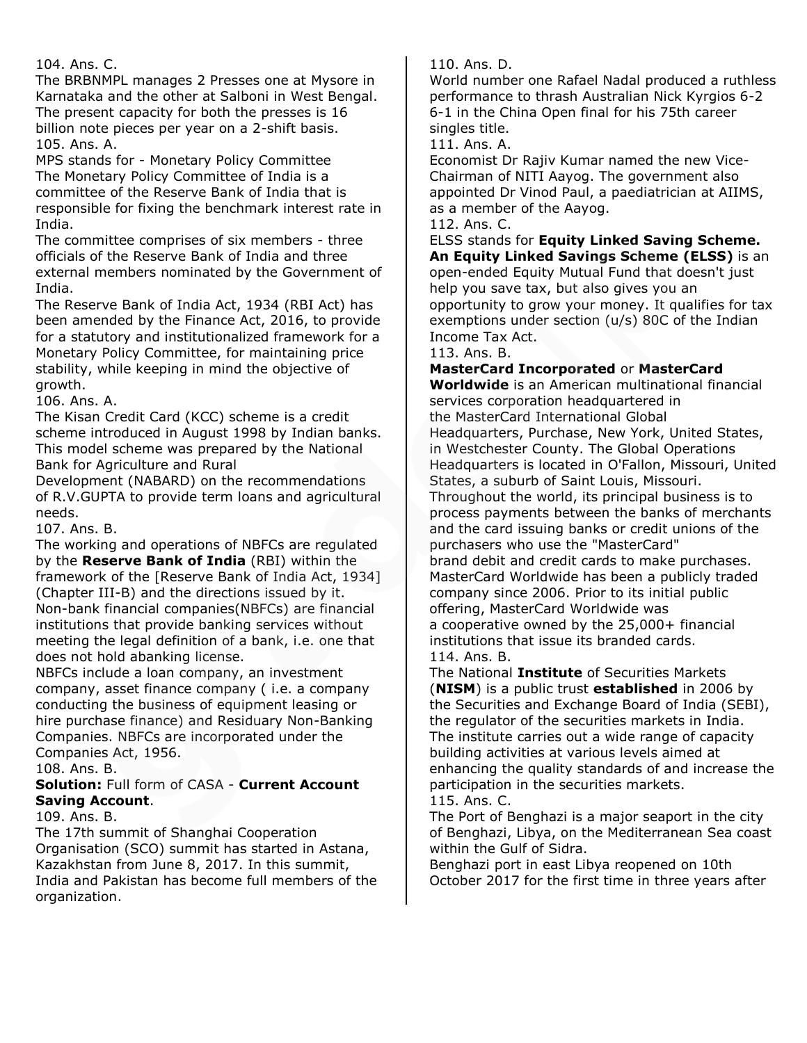104. Ans. C.
The BRBNMPL manages 2 Presses one at Mysore in Karnataka and the other at Salboni in West Bengal. The present capacity for both the presses is 16 billion note pieces per year on a 2-shift basis.
105. Ans. A.
MPS stands for - Monetary Policy Committee
The Monetary Policy Committee of India is a committee of the Reserve Bank of India that is responsible for fixing the benchmark interest rate in India.
The committee comprises of six members - three officials of the Reserve Bank of India and three external members nominated by the Government of India.
The Reserve Bank of India Act, 1934 (RBI Act) has been amended by the Finance Act, 2016, to provide for a statutory and institutionalized framework for a Monetary Policy Committee, for maintaining price stability, while keeping in mind the objective of growth.
106. Ans. A.
The Kisan Credit Card (KCC) scheme is a credit scheme introduced in August 1998 by Indian banks. This model scheme was prepared by the National Bank for Agriculture and Rural Development (NABARD) on the recommendations of R.V.GUPTA to provide term loans and agricultural needs.
107. Ans. B.
The working and operations of NBFCs are regulated by the **Reserve Bank of India** (RBI) within the framework of the [Reserve Bank of India Act, 1934] (Chapter III-B) and the directions issued by it.
Non-bank financial companies(NBFCs) are financial institutions that provide banking services without meeting the legal definition of a bank, i.e. one that does not hold abanking license.
NBFCs include a loan company, an investment company, asset finance company ( i.e. a company conducting the business of equipment leasing or hire purchase finance) and Residuary Non-Banking Companies. NBFCs are incorporated under the Companies Act, 1956.
108. Ans. B.
**Solution:** Full form of CASA - **Current Account Saving Account**.
109. Ans. B.
The 17th summit of Shanghai Cooperation Organisation (SCO) summit has started in Astana, Kazakhstan from June 8, 2017. In this summit, India and Pakistan has become full members of the organization.
110. Ans. D.
World number one Rafael Nadal produced a ruthless performance to thrash Australian Nick Kyrgios 6-2 6-1 in the China Open final for his 75th career singles title.
111. Ans. A.
Economist Dr Rajiv Kumar named the new Vice-Chairman of NITI Aayog. The government also appointed Dr Vinod Paul, a paediatrician at AIIMS, as a member of the Aayog.
112. Ans. C.
ELSS stands for **Equity Linked Saving Scheme. An Equity Linked Savings Scheme (ELSS)** is an open-ended Equity Mutual Fund that doesn't just help you save tax, but also gives you an opportunity to grow your money. It qualifies for tax exemptions under section (u/s) 80C of the Indian Income Tax Act.
113. Ans. B.
**MasterCard Incorporated** or **MasterCard Worldwide** is an American multinational financial services corporation headquartered in the MasterCard International Global Headquarters, Purchase, New York, United States, in Westchester County. The Global Operations Headquarters is located in O'Fallon, Missouri, United States, a suburb of Saint Louis, Missouri. Throughout the world, its principal business is to process payments between the banks of merchants and the card issuing banks or credit unions of the purchasers who use the "MasterCard" brand debit and credit cards to make purchases. MasterCard Worldwide has been a publicly traded company since 2006. Prior to its initial public offering, MasterCard Worldwide was a cooperative owned by the 25,000+ financial institutions that issue its branded cards.
114. Ans. B.
The National **Institute** of Securities Markets (**NISM**) is a public trust **established** in 2006 by the Securities and Exchange Board of India (SEBI), the regulator of the securities markets in India. The institute carries out a wide range of capacity building activities at various levels aimed at enhancing the quality standards of and increase the participation in the securities markets.
115. Ans. C.
The Port of Benghazi is a major seaport in the city of Benghazi, Libya, on the Mediterranean Sea coast within the Gulf of Sidra.
Benghazi port in east Libya reopened on 10th October 2017 for the first time in three years after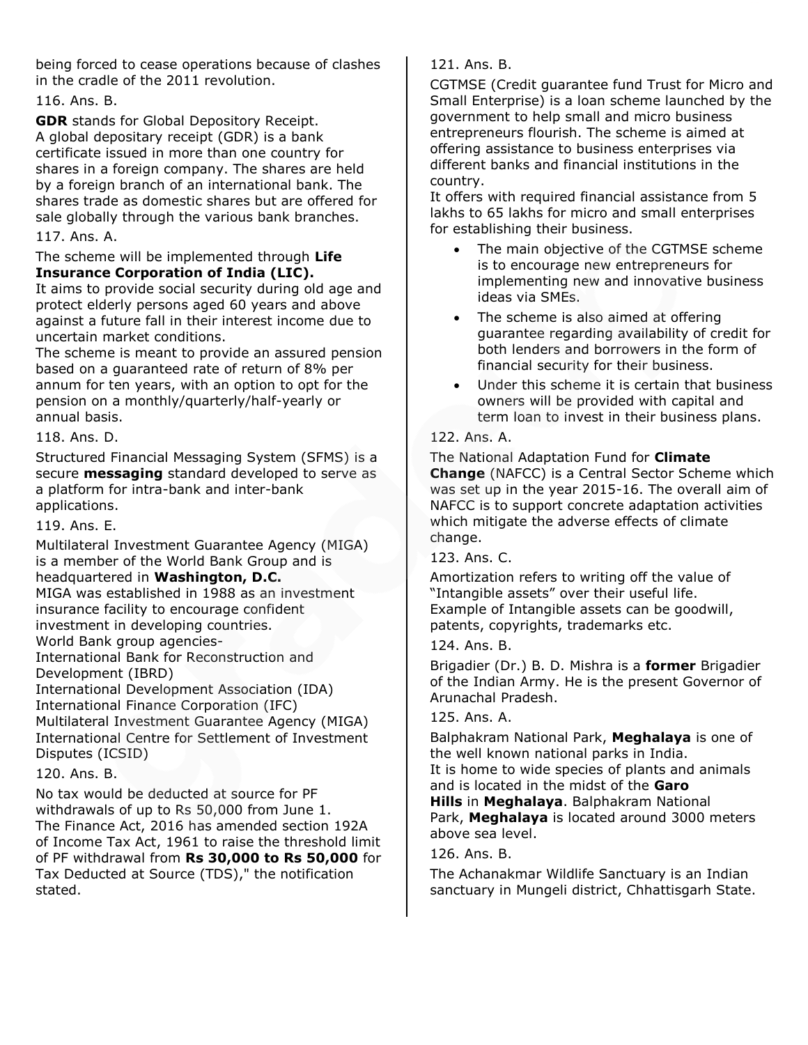being forced to cease operations because of clashes in the cradle of the 2011 revolution.

116. Ans. B.

**GDR** stands for Global Depository Receipt.
A global depositary receipt (GDR) is a bank certificate issued in more than one country for shares in a foreign company. The shares are held by a foreign branch of an international bank. The shares trade as domestic shares but are offered for sale globally through the various bank branches.

117. Ans. A.

The scheme will be implemented through **Life Insurance Corporation of India (LIC).**
It aims to provide social security during old age and protect elderly persons aged 60 years and above against a future fall in their interest income due to uncertain market conditions.
The scheme is meant to provide an assured pension based on a guaranteed rate of return of 8% per annum for ten years, with an option to opt for the pension on a monthly/quarterly/half-yearly or annual basis.

118. Ans. D.

Structured Financial Messaging System (SFMS) is a secure **messaging** standard developed to serve as a platform for intra-bank and inter-bank applications.

119. Ans. E.

Multilateral Investment Guarantee Agency (MIGA) is a member of the World Bank Group and is headquartered in **Washington, D.C.**
MIGA was established in 1988 as an investment insurance facility to encourage confident investment in developing countries.
World Bank group agencies-
International Bank for Reconstruction and Development (IBRD)
International Development Association (IDA)
International Finance Corporation (IFC)
Multilateral Investment Guarantee Agency (MIGA)
International Centre for Settlement of Investment Disputes (ICSID)

120. Ans. B.

No tax would be deducted at source for PF withdrawals of up to Rs 50,000 from June 1.
The Finance Act, 2016 has amended section 192A of Income Tax Act, 1961 to raise the threshold limit of PF withdrawal from **Rs 30,000 to Rs 50,000** for Tax Deducted at Source (TDS)," the notification stated.

121. Ans. B.

CGTMSE (Credit guarantee fund Trust for Micro and Small Enterprise) is a loan scheme launched by the government to help small and micro business entrepreneurs flourish. The scheme is aimed at offering assistance to business enterprises via different banks and financial institutions in the country.
It offers with required financial assistance from 5 lakhs to 65 lakhs for micro and small enterprises for establishing their business.

- The main objective of the CGTMSE scheme is to encourage new entrepreneurs for implementing new and innovative business ideas via SMEs.
- The scheme is also aimed at offering guarantee regarding availability of credit for both lenders and borrowers in the form of financial security for their business.
- Under this scheme it is certain that business owners will be provided with capital and term loan to invest in their business plans.

122. Ans. A.

The National Adaptation Fund for **Climate Change** (NAFCC) is a Central Sector Scheme which was set up in the year 2015-16. The overall aim of NAFCC is to support concrete adaptation activities which mitigate the adverse effects of climate change.

123. Ans. C.

Amortization refers to writing off the value of "Intangible assets" over their useful life.
Example of Intangible assets can be goodwill, patents, copyrights, trademarks etc.

124. Ans. B.

Brigadier (Dr.) B. D. Mishra is a **former** Brigadier of the Indian Army. He is the present Governor of Arunachal Pradesh.

125. Ans. A.

Balphakram National Park, **Meghalaya** is one of the well known national parks in India.
It is home to wide species of plants and animals and is located in the midst of the **Garo Hills** in **Meghalaya**. Balphakram National Park, **Meghalaya** is located around 3000 meters above sea level.

126. Ans. B.

The Achanakmar Wildlife Sanctuary is an Indian sanctuary in Mungeli district, Chhattisgarh State.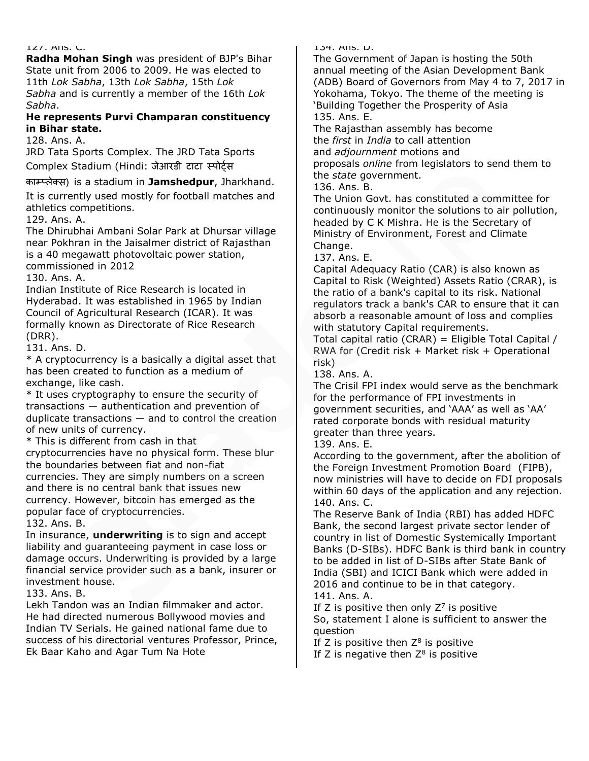127. Ans. C.

**Radha Mohan Singh** was president of BJP's Bihar State unit from 2006 to 2009. He was elected to 11th *Lok Sabha*, 13th *Lok Sabha*, 15th *Lok Sabha* and is currently a member of the 16th *Lok Sabha*.

**He represents Purvi Champaran constituency in Bihar state.**

128. Ans. A.

JRD Tata Sports Complex. The JRD Tata Sports Complex Stadium (Hindi: जेआरडी टाटा स्पोर्ट्स काम्प्लेक्स) is a stadium in **Jamshedpur**, Jharkhand. It is currently used mostly for football matches and athletics competitions.

129. Ans. A.

The Dhirubhai Ambani Solar Park at Dhursar village near Pokhran in the Jaisalmer district of Rajasthan is a 40 megawatt photovoltaic power station, commissioned in 2012

130. Ans. A.

Indian Institute of Rice Research is located in Hyderabad. It was established in 1965 by Indian Council of Agricultural Research (ICAR). It was formally known as Directorate of Rice Research (DRR).

131. Ans. D.

* A cryptocurrency is a basically a digital asset that has been created to function as a medium of exchange, like cash.
* It uses cryptography to ensure the security of transactions — authentication and prevention of duplicate transactions — and to control the creation of new units of currency.
* This is different from cash in that cryptocurrencies have no physical form. These blur the boundaries between fiat and non-fiat currencies. They are simply numbers on a screen and there is no central bank that issues new currency. However, bitcoin has emerged as the popular face of cryptocurrencies.

132. Ans. B.

In insurance, **underwriting** is to sign and accept liability and guaranteeing payment in case loss or damage occurs. Underwriting is provided by a large financial service provider such as a bank, insurer or investment house.

133. Ans. B.

Lekh Tandon was an Indian filmmaker and actor. He had directed numerous Bollywood movies and Indian TV Serials. He gained national fame due to success of his directorial ventures Professor, Prince, Ek Baar Kaho and Agar Tum Na Hote

134. Ans. D.

The Government of Japan is hosting the 50th annual meeting of the Asian Development Bank (ADB) Board of Governors from May 4 to 7, 2017 in Yokohama, Tokyo. The theme of the meeting is 'Building Together the Prosperity of Asia

135. Ans. E.

The Rajasthan assembly has become the *first* in *India* to call attention and *adjournment* motions and proposals *online* from legislators to send them to the *state* government.

136. Ans. B.

The Union Govt. has constituted a committee for continuously monitor the solutions to air pollution, headed by C K Mishra. He is the Secretary of Ministry of Environment, Forest and Climate Change.

137. Ans. E.

Capital Adequacy Ratio (CAR) is also known as Capital to Risk (Weighted) Assets Ratio (CRAR), is the ratio of a bank's capital to its risk. National regulators track a bank's CAR to ensure that it can absorb a reasonable amount of loss and complies with statutory Capital requirements.

Total capital ratio (CRAR) = Eligible Total Capital / RWA for (Credit risk + Market risk + Operational risk)

138. Ans. A.

The Crisil FPI index would serve as the benchmark for the performance of FPI investments in government securities, and 'AAA' as well as 'AA' rated corporate bonds with residual maturity greater than three years.

139. Ans. E.

According to the government, after the abolition of the Foreign Investment Promotion Board (FIPB), now ministries will have to decide on FDI proposals within 60 days of the application and any rejection.

140. Ans. C.

The Reserve Bank of India (RBI) has added HDFC Bank, the second largest private sector lender of country in list of Domestic Systemically Important Banks (D-SIBs). HDFC Bank is third bank in country to be added in list of D-SIBs after State Bank of India (SBI) and ICICI Bank which were added in 2016 and continue to be in that category.

141. Ans. A.

If Z is positive then only $Z^7$ is positive

So, statement I alone is sufficient to answer the question

If Z is positive then $Z^8$ is positive

If Z is negative then $Z^8$ is positive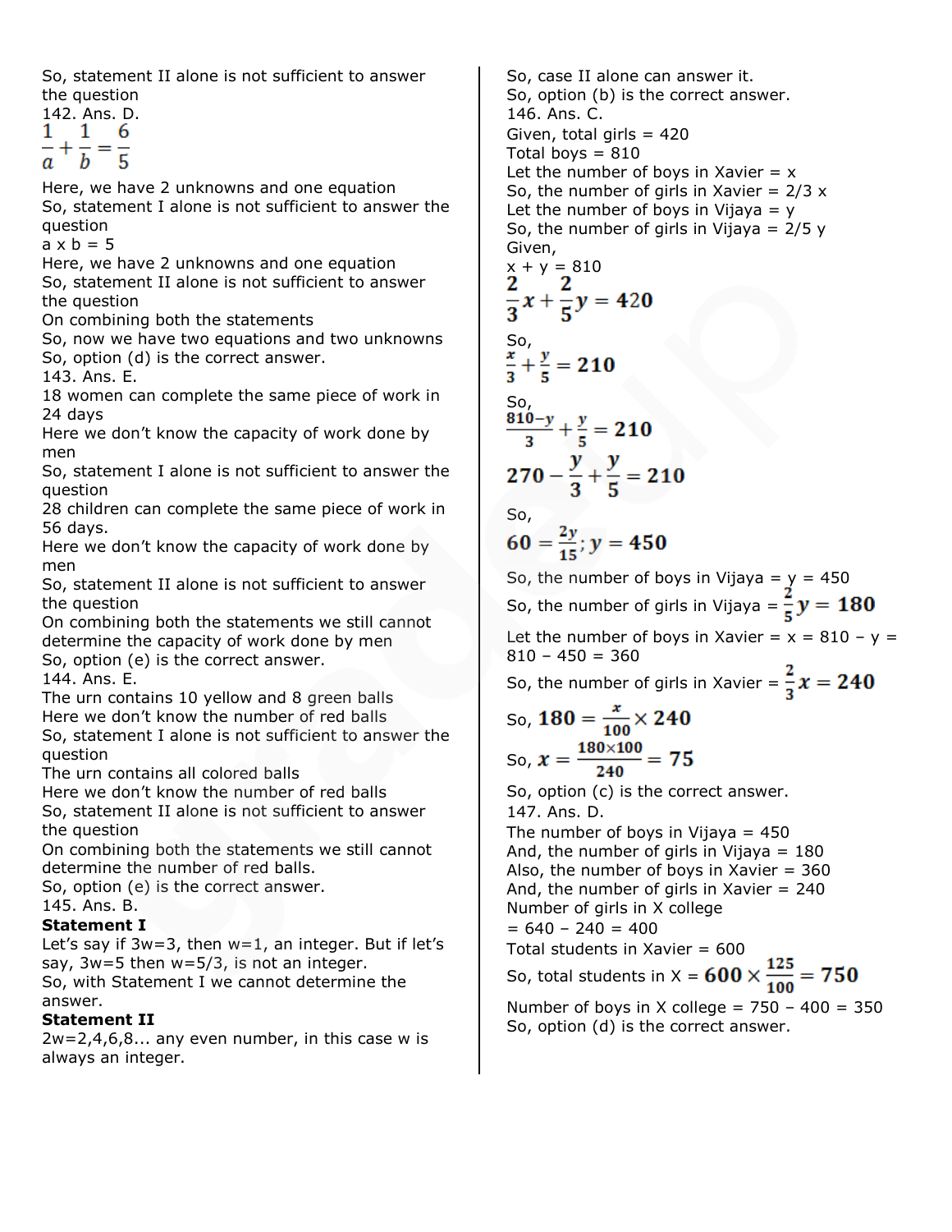So, statement II alone is not sufficient to answer the question

142. Ans. D.

$$\frac{1}{a} + \frac{1}{b} = \frac{6}{5}$$

Here, we have 2 unknowns and one equation

So, statement I alone is not sufficient to answer the question

a x b = 5

Here, we have 2 unknowns and one equation

So, statement II alone is not sufficient to answer the question

On combining both the statements

So, now we have two equations and two unknowns

So, option (d) is the correct answer.

143. Ans. E.

18 women can complete the same piece of work in 24 days

Here we don't know the capacity of work done by men

So, statement I alone is not sufficient to answer the question

28 children can complete the same piece of work in 56 days.

Here we don't know the capacity of work done by men

So, statement II alone is not sufficient to answer the question

On combining both the statements we still cannot determine the capacity of work done by men

So, option (e) is the correct answer.

144. Ans. E.

The urn contains 10 yellow and 8 green balls

Here we don't know the number of red balls

So, statement I alone is not sufficient to answer the question

The urn contains all colored balls

Here we don't know the number of red balls

So, statement II alone is not sufficient to answer the question

On combining both the statements we still cannot determine the number of red balls.

So, option (e) is the correct answer.

145. Ans. B.

**Statement I**

Let's say if 3w=3, then w=1, an integer. But if let's say, 3w=5 then w=5/3, is not an integer.

So, with Statement I we cannot determine the answer.

**Statement II**

2w=2,4,6,8... any even number, in this case w is always an integer.

So, case II alone can answer it.

So, option (b) is the correct answer.

146. Ans. C.

Given, total girls = 420

Total boys = 810

Let the number of boys in Xavier = x

So, the number of girls in Xavier = 2/3 x

Let the number of boys in Vijaya = y

So, the number of girls in Vijaya = 2/5 y

Given,

x + y = 810

$$\frac{2}{3}x + \frac{2}{5}y = 420$$

So,

$$\frac{x}{3} + \frac{y}{5} = 210$$

So,

$$\frac{810-y}{3} + \frac{y}{5} = 210$$

$$270 - \frac{y}{3} + \frac{y}{5} = 210$$

So,

$$60 = \frac{2y}{15}; y = 450$$

So, the number of boys in Vijaya = y = 450

So, the number of girls in Vijaya = $\frac{2}{5}y = 180$

Let the number of boys in Xavier = x = 810 – y = 810 – 450 = 360

So, the number of girls in Xavier = $\frac{2}{3}x = 240$

So, $180 = \frac{x}{100} \times 240$

So, $x = \frac{180 \times 100}{240} = 75$

So, option (c) is the correct answer.

147. Ans. D.

The number of boys in Vijaya = 450

And, the number of girls in Vijaya = 180

Also, the number of boys in Xavier = 360

And, the number of girls in Xavier = 240

Number of girls in X college

= 640 – 240 = 400

Total students in Xavier = 600

So, total students in X = $600 \times \frac{125}{100} = 750$

Number of boys in X college = 750 – 400 = 350

So, option (d) is the correct answer.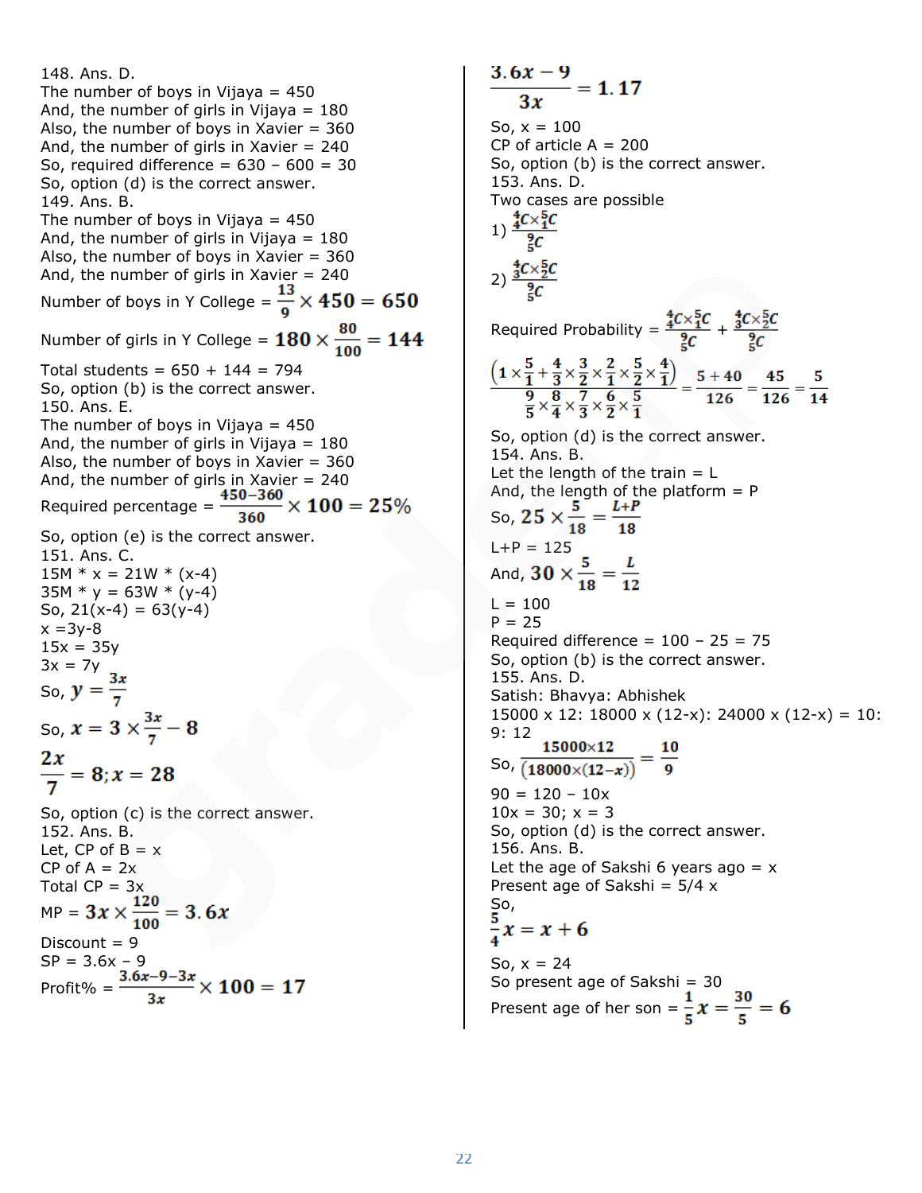148. Ans. D.
The number of boys in Vijaya = 450
And, the number of girls in Vijaya = 180
Also, the number of boys in Xavier = 360
And, the number of girls in Xavier = 240
So, required difference = 630 – 600 = 30
So, option (d) is the correct answer.
149. Ans. B.
The number of boys in Vijaya = 450
And, the number of girls in Vijaya = 180
Also, the number of boys in Xavier = 360
And, the number of girls in Xavier = 240
Number of boys in Y College = $\frac{13}{9} \times 450 = 650$

Number of girls in Y College = $180 \times \frac{80}{100} = 144$

Total students = 650 + 144 = 794
So, option (b) is the correct answer.
150. Ans. E.
The number of boys in Vijaya = 450
And, the number of girls in Vijaya = 180
Also, the number of boys in Xavier = 360
And, the number of girls in Xavier = 240
Required percentage = $\frac{450-360}{360} \times 100 = 25\%$

So, option (e) is the correct answer.
151. Ans. C.
15M * x = 21W * (x-4)
35M * y = 63W * (y-4)
So, 21(x-4) = 63(y-4)
x =3y-8
15x = 35y
3x = 7y
So, $y = \frac{3x}{7}$

So, $x = 3 \times \frac{3x}{7} - 8$

$\frac{2x}{7} = 8; x = 28$

So, option (c) is the correct answer.
152. Ans. B.
Let, CP of B = x
CP of A = 2x
Total CP = 3x
MP = $3x \times \frac{120}{100} = 3.6x$

Discount = 9
SP = 3.6x – 9
Profit% = $\frac{3.6x-9-3x}{3x} \times 100 = 17$

$\frac{3.6x-9}{3x} = 1.17$

So, x = 100
CP of article A = 200
So, option (b) is the correct answer.
153. Ans. D.
Two cases are possible

1) $\frac{{}^4_4C \times {}^5_1C}{{}^9_5C}$

2) $\frac{{}^4_3C \times {}^5_2C}{{}^9_5C}$

Required Probability = $\frac{{}^4_4C \times {}^5_1C}{{}^9_5C} + \frac{{}^4_3C \times {}^5_2C}{{}^9_5C}$

$\frac{\left(1 \times \frac{5}{1} + \frac{4}{3} \times \frac{3}{2} \times \frac{2}{1} \times \frac{5}{2} \times \frac{4}{1}\right)}{\frac{9}{5} \times \frac{8}{4} \times \frac{7}{3} \times \frac{6}{2} \times \frac{5}{1}} = \frac{5+40}{126} = \frac{45}{126} = \frac{5}{14}$

So, option (d) is the correct answer.
154. Ans. B.
Let the length of the train = L
And, the length of the platform = P
So, $25 \times \frac{5}{18} = \frac{L+P}{18}$

L+P = 125
And, $30 \times \frac{5}{18} = \frac{L}{12}$

L = 100
P = 25
Required difference = 100 – 25 = 75
So, option (b) is the correct answer.
155. Ans. D.
Satish: Bhavya: Abhishek
15000 x 12: 18000 x (12-x): 24000 x (12-x) = 10: 9: 12
So, $\frac{15000 \times 12}{(18000 \times (12-x))} = \frac{10}{9}$

90 = 120 – 10x
10x = 30; x = 3
So, option (d) is the correct answer.
156. Ans. B.
Let the age of Sakshi 6 years ago = x
Present age of Sakshi = 5/4 x
So,
$\frac{5}{4}x = x + 6$

So, x = 24
So present age of Sakshi = 30
Present age of her son = $\frac{1}{5}x = \frac{30}{5} = 6$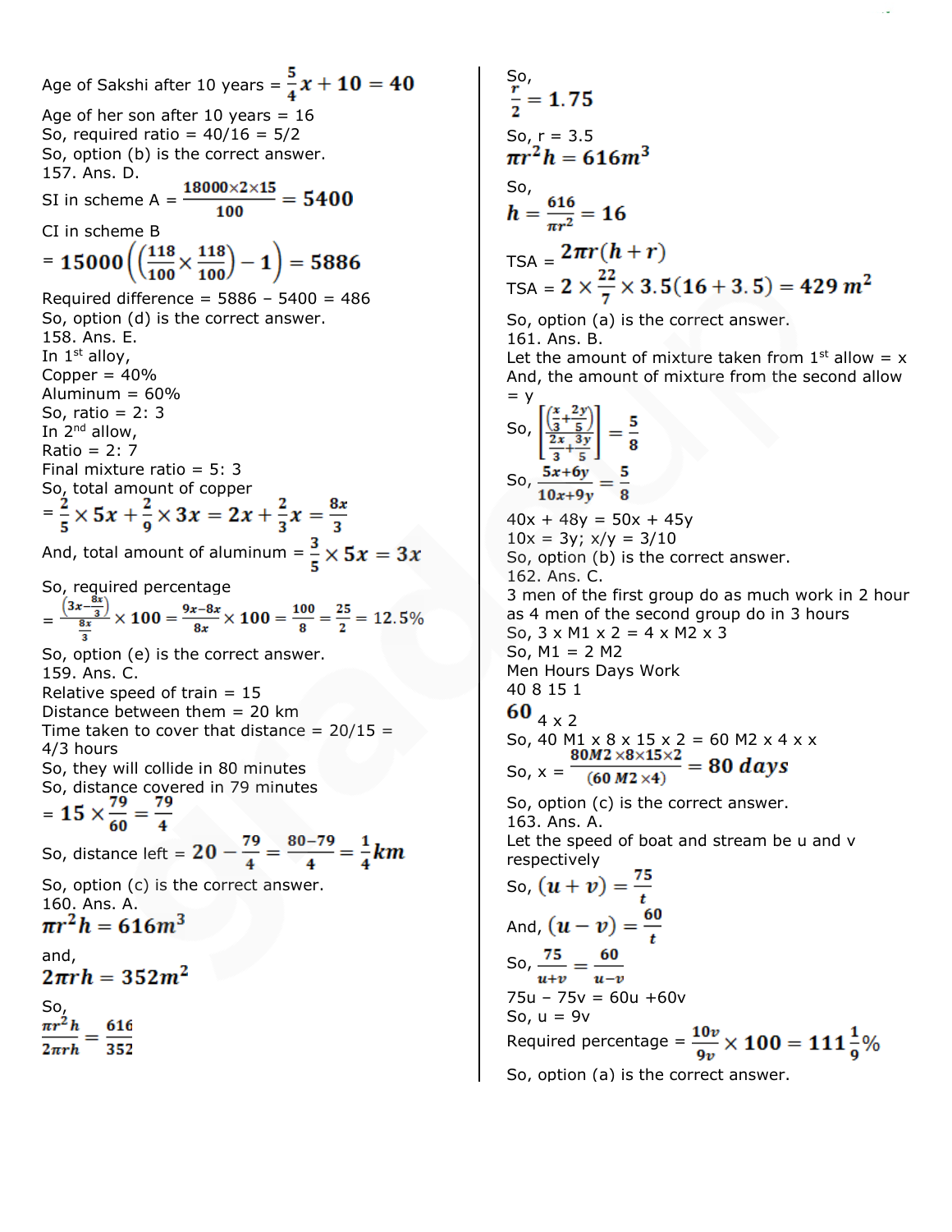Age of Sakshi after 10 years = $\frac{5}{4}x + 10 = 40$

Age of her son after 10 years = 16

So, required ratio = 40/16 = 5/2

So, option (b) is the correct answer.

157. Ans. D.

SI in scheme A = $\frac{18000 \times 2 \times 15}{100} = 5400$

CI in scheme B

= $15000\left(\left(\frac{118}{100} \times \frac{118}{100}\right) - 1\right) = 5886$

Required difference = 5886 – 5400 = 486

So, option (d) is the correct answer.

158. Ans. E.

In 1st alloy,

Copper = 40%

Aluminum = 60%

So, ratio = 2: 3

In 2nd allow,

Ratio = 2: 7

Final mixture ratio = 5: 3

So, total amount of copper

$= \frac{2}{5} \times 5x + \frac{2}{9} \times 3x = 2x + \frac{2}{3}x = \frac{8x}{3}$

And, total amount of aluminum = $\frac{3}{5} \times 5x = 3x$

So, required percentage

$= \frac{\left(3x - \frac{8x}{3}\right)}{\frac{8x}{3}} \times 100 = \frac{9x - 8x}{8x} \times 100 = \frac{100}{8} = \frac{25}{2} = 12.5\%$

So, option (e) is the correct answer.

159. Ans. C.

Relative speed of train = 15

Distance between them = 20 km

Time taken to cover that distance = 20/15 = 4/3 hours

So, they will collide in 80 minutes

So, distance covered in 79 minutes

$= 15 \times \frac{79}{60} = \frac{79}{4}$

So, distance left = $20 - \frac{79}{4} = \frac{80 - 79}{4} = \frac{1}{4}km$

So, option (c) is the correct answer.

160. Ans. A.

$\pi r^2 h = 616 m^3$

and,

$2\pi r h = 352 m^2$

So,

$\frac{\pi r^2 h}{2\pi r h} = \frac{616}{352}$

So,

$\frac{r}{2} = 1.75$

So, r = 3.5

$\pi r^2 h = 616 m^3$

So,

$h = \frac{616}{\pi r^2} = 16$

TSA = $2\pi r(h + r)$

TSA = $2 \times \frac{22}{7} \times 3.5(16 + 3.5) = 429\ m^2$

So, option (a) is the correct answer.

161. Ans. B.

Let the amount of mixture taken from 1st allow = x

And, the amount of mixture from the second allow = y

So, $\left[\frac{\left(\frac{x}{3} + \frac{2y}{5}\right)}{\frac{2x}{3} + \frac{3y}{5}}\right] = \frac{5}{8}$

So, $\frac{5x + 6y}{10x + 9y} = \frac{5}{8}$

40x + 48y = 50x + 45y

10x = 3y; x/y = 3/10

So, option (b) is the correct answer.

162. Ans. C.

3 men of the first group do as much work in 2 hour as 4 men of the second group do in 3 hours

So, 3 x M1 x 2 = 4 x M2 x 3

So, M1 = 2 M2

Men Hours Days Work

40 8 15 1

60 4 x 2

So, 40 M1 x 8 x 15 x 2 = 60 M2 x 4 x x

So, x = $\frac{80M2 \times 8 \times 15 \times 2}{(60\ M2 \times 4)} = 80\ days$

So, option (c) is the correct answer.

163. Ans. A.

Let the speed of boat and stream be u and v respectively

So, $(u + v) = \frac{75}{t}$

And, $(u - v) = \frac{60}{t}$

So, $\frac{75}{u+v} = \frac{60}{u-v}$

75u – 75v = 60u +60v

So, u = 9v

Required percentage = $\frac{10v}{9v} \times 100 = 111\frac{1}{9}\%$

So, option (a) is the correct answer.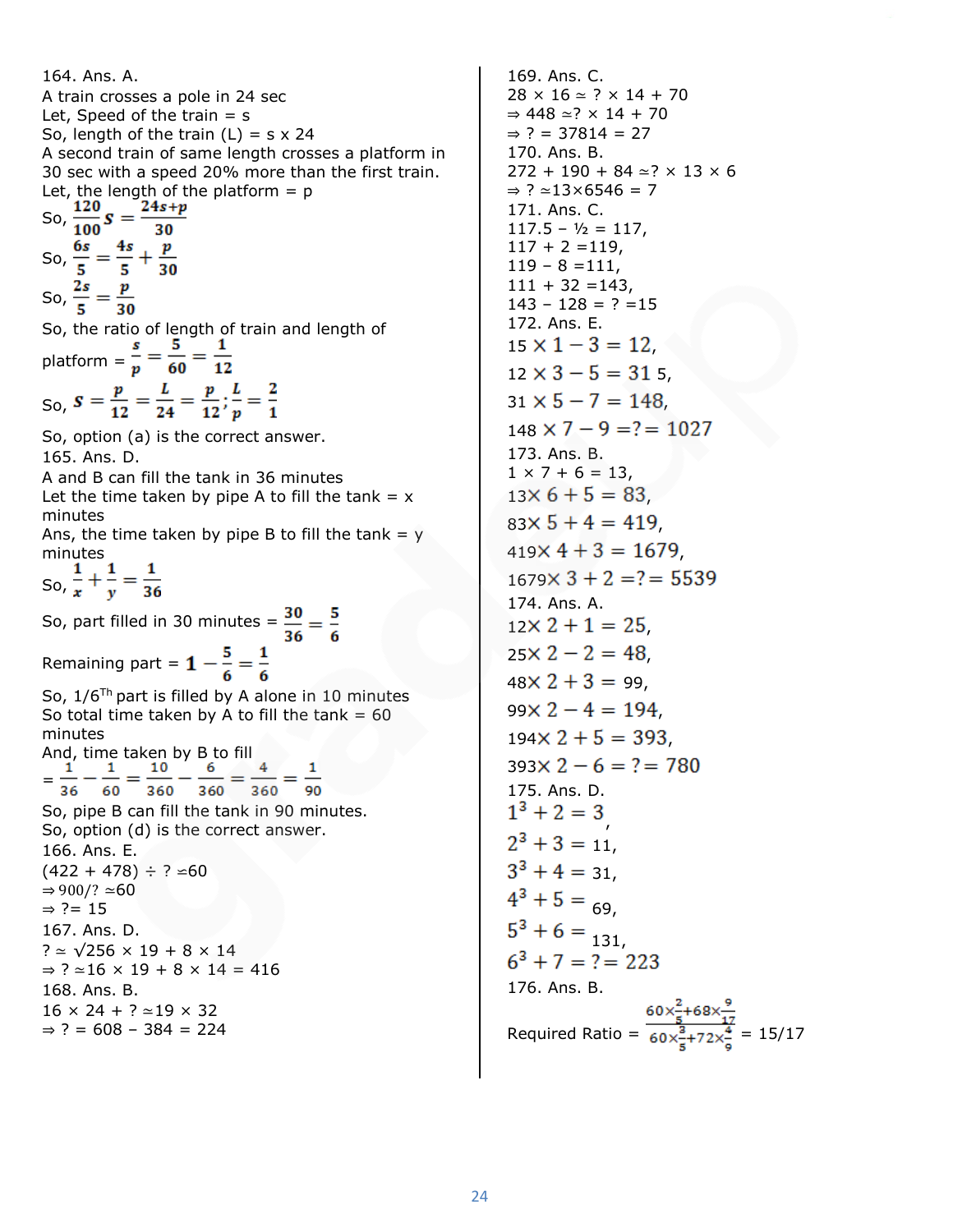164. Ans. A.

A train crosses a pole in 24 sec

Let, Speed of the train = s

So, length of the train (L) = s x 24

A second train of same length crosses a platform in 30 sec with a speed 20% more than the first train.

Let, the length of the platform = p

So, $\frac{120}{100}s = \frac{24s+p}{30}$

So, $\frac{6s}{5} = \frac{4s}{5} + \frac{p}{30}$

So, $\frac{2s}{5} = \frac{p}{30}$

So, the ratio of length of train and length of platform = $\frac{s}{p} = \frac{5}{60} = \frac{1}{12}$

So, $s = \frac{p}{12} = \frac{L}{24} = \frac{p}{12}; \frac{L}{p} = \frac{2}{1}$

So, option (a) is the correct answer.

165. Ans. D.

A and B can fill the tank in 36 minutes

Let the time taken by pipe A to fill the tank = x minutes

Ans, the time taken by pipe B to fill the tank = y minutes

So, $\frac{1}{x} + \frac{1}{y} = \frac{1}{36}$

So, part filled in 30 minutes = $\frac{30}{36} = \frac{5}{6}$

Remaining part = $1 - \frac{5}{6} = \frac{1}{6}$

So, 1/6[Th] part is filled by A alone in 10 minutes

So total time taken by A to fill the tank = 60 minutes

And, time taken by B to fill

$= \frac{1}{36} - \frac{1}{60} = \frac{10}{360} - \frac{6}{360} = \frac{4}{360} = \frac{1}{90}$

So, pipe B can fill the tank in 90 minutes.

So, option (d) is the correct answer.

166. Ans. E.

(422 + 478) ÷ ? ≃60

⇒ 900/? ≃60

⇒ ?= 15

167. Ans. D.

? ≃ √256 × 19 + 8 × 14

⇒ ? ≃16 × 19 + 8 × 14 = 416

168. Ans. B.

16 × 24 + ? ≃19 × 32

⇒ ? = 608 – 384 = 224

169. Ans. C.

28 × 16 ≃ ? × 14 + 70

⇒ 448 ≃? × 14 + 70

⇒ ? = 37814 = 27

170. Ans. B.

272 + 190 + 84 ≃? × 13 × 6

⇒ ? ≃13×6546 = 7

171. Ans. C.

117.5 – ½ = 117,

117 + 2 =119,

119 – 8 =111,

111 + 32 =143,

143 – 128 = ? =15

172. Ans. E.

$15 \times 1 - 3 = 12,$

$12 \times 3 - 5 = 31$ 5,

$31 \times 5 - 7 = 148,$

$148 \times 7 - 9 = ? = 1027$

173. Ans. B.

1 × 7 + 6 = 13,

$13 \times 6 + 5 = 83,$

$83 \times 5 + 4 = 419,$

$419 \times 4 + 3 = 1679,$

$1679 \times 3 + 2 = ? = 5539$

174. Ans. A.

$12 \times 2 + 1 = 25,$

$25 \times 2 - 2 = 48,$

$48 \times 2 + 3 = 99,$

$99 \times 2 - 4 = 194,$

$194 \times 2 + 5 = 393,$

$393 \times 2 - 6 = ? = 780$

175. Ans. D.

$1^3 + 2 = 3,$

$2^3 + 3 = 11,$

$3^3 + 4 = 31,$

$4^3 + 5 = 69,$

$5^3 + 6 = 131,$

$6^3 + 7 = ? = 223$

176. Ans. B.

Required Ratio = $\frac{60\times\frac{2}{5}+68\times\frac{9}{17}}{60\times\frac{3}{5}+72\times\frac{4}{9}}$ = 15/17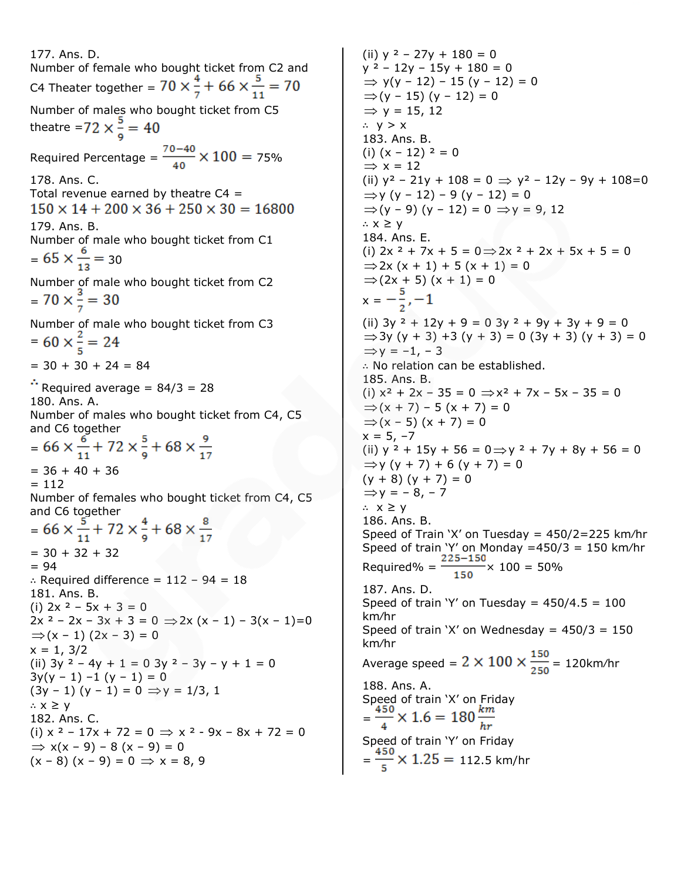177. Ans. D.

Number of female who bought ticket from C2 and C4 Theater together = $70 \times \frac{4}{7} + 66 \times \frac{5}{11} = 70$

Number of males who bought ticket from C5 theatre $= 72 \times \frac{5}{9} = 40$

Required Percentage = $\frac{70-40}{40} \times 100 = 75\%$

178. Ans. C.

Total revenue earned by theatre C4 =

$150 \times 14 + 200 \times 36 + 250 \times 30 = 16800$

179. Ans. B.

Number of male who bought ticket from C1

$= 65 \times \frac{6}{13} = 30$

Number of male who bought ticket from C2

$= 70 \times \frac{3}{7} = 30$

Number of male who bought ticket from C3

$= 60 \times \frac{2}{5} = 24$

= 30 + 30 + 24 = 84

∴ Required average = 84/3 = 28

180. Ans. A.

Number of males who bought ticket from C4, C5 and C6 together

$= 66 \times \frac{6}{11} + 72 \times \frac{5}{9} + 68 \times \frac{9}{17}$

= 36 + 40 + 36

= 112

Number of females who bought ticket from C4, C5 and C6 together

$= 66 \times \frac{5}{11} + 72 \times \frac{4}{9} + 68 \times \frac{8}{17}$

= 30 + 32 + 32

= 94

∴ Required difference = 112 – 94 = 18

181. Ans. B.

(i) $2x^2 - 5x + 3 = 0$

$2x^2 - 2x - 3x + 3 = 0 \Rightarrow 2x(x-1) - 3(x-1) = 0$

$\Rightarrow (x-1)(2x-3) = 0$

x = 1, 3/2

(ii) $3y^2 - 4y + 1 = 0$ $3y^2 - 3y - y + 1 = 0$

$3y(y-1) - 1(y-1) = 0$

$(3y-1)(y-1) = 0 \Rightarrow y = 1/3, 1$

∴ x ≥ y

182. Ans. C.

(i) $x^2 - 17x + 72 = 0 \Rightarrow x^2 - 9x - 8x + 72 = 0$

$\Rightarrow x(x-9) - 8(x-9) = 0$

$(x-8)(x-9) = 0 \Rightarrow x = 8, 9$

(ii) $y^2 - 27y + 180 = 0$

$y^2 - 12y - 15y + 180 = 0$

$\Rightarrow y(y-12) - 15(y-12) = 0$

$\Rightarrow (y-15)(y-12) = 0$

$\Rightarrow y = 15, 12$

∴ y > x

183. Ans. B.

(i) $(x-12)^2 = 0$

$\Rightarrow x = 12$

(ii) $y^2 - 21y + 108 = 0 \Rightarrow y^2 - 12y - 9y + 108 = 0$

$\Rightarrow y(y-12) - 9(y-12) = 0$

$\Rightarrow (y-9)(y-12) = 0 \Rightarrow y = 9, 12$

∴ x ≥ y

184. Ans. E.

(i) $2x^2 + 7x + 5 = 0 \Rightarrow 2x^2 + 2x + 5x + 5 = 0$

$\Rightarrow 2x(x+1) + 5(x+1) = 0$

$\Rightarrow (2x+5)(x+1) = 0$

$x = -\frac{5}{2}, -1$

(ii) $3y^2 + 12y + 9 = 0$ $3y^2 + 9y + 3y + 9 = 0$

$\Rightarrow 3y(y+3) + 3(y+3) = 0$ $(3y+3)(y+3) = 0$

$\Rightarrow y = -1, -3$

∴ No relation can be established.

185. Ans. B.

(i) $x^2 + 2x - 35 = 0 \Rightarrow x^2 + 7x - 5x - 35 = 0$

$\Rightarrow (x+7) - 5(x+7) = 0$

$\Rightarrow (x-5)(x+7) = 0$

x = 5, –7

(ii) $y^2 + 15y + 56 = 0 \Rightarrow y^2 + 7y + 8y + 56 = 0$

$\Rightarrow y(y+7) + 6(y+7) = 0$

$(y+8)(y+7) = 0$

$\Rightarrow y = -8, -7$

∴ x ≥ y

186. Ans. B.

Speed of Train 'X' on Tuesday = 450/2=225 km/hr

Speed of train 'Y' on Monday =450/3 = 150 km/hr

Required% = $\frac{225-150}{150} \times 100 = 50\%$

187. Ans. D.

Speed of train 'Y' on Tuesday = 450/4.5 = 100 km/hr

Speed of train 'X' on Wednesday = 450/3 = 150 km/hr

Average speed = $2 \times 100 \times \frac{150}{250}$ = 120km/hr

188. Ans. A.

Speed of train 'X' on Friday

$= \frac{450}{4} \times 1.6 = 180 \frac{km}{hr}$

Speed of train 'Y' on Friday

$= \frac{450}{5} \times 1.25 =$ 112.5 km/hr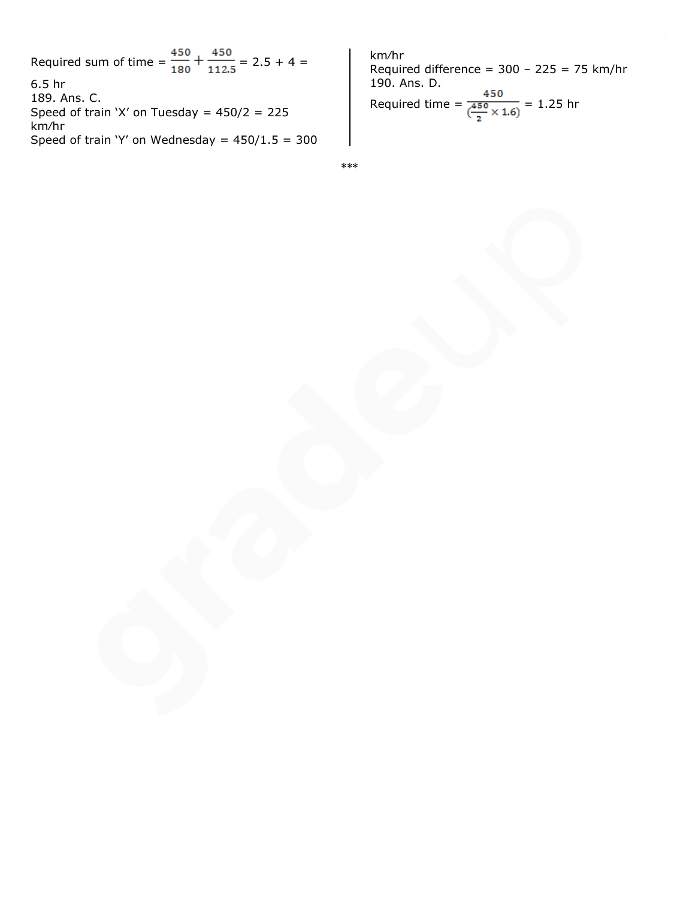Required sum of time = $\frac{450}{180} + \frac{450}{112.5}$ = 2.5 + 4 = 6.5 hr

189. Ans. C.

Speed of train 'X' on Tuesday = 450/2 = 225 km/hr

Speed of train 'Y' on Wednesday = 450/1.5 = 300 km/hr

Required difference = 300 – 225 = 75 km/hr

190. Ans. D.

Required time = $\frac{450}{(\frac{450}{2} \times 1.6)}$ = 1.25 hr

***